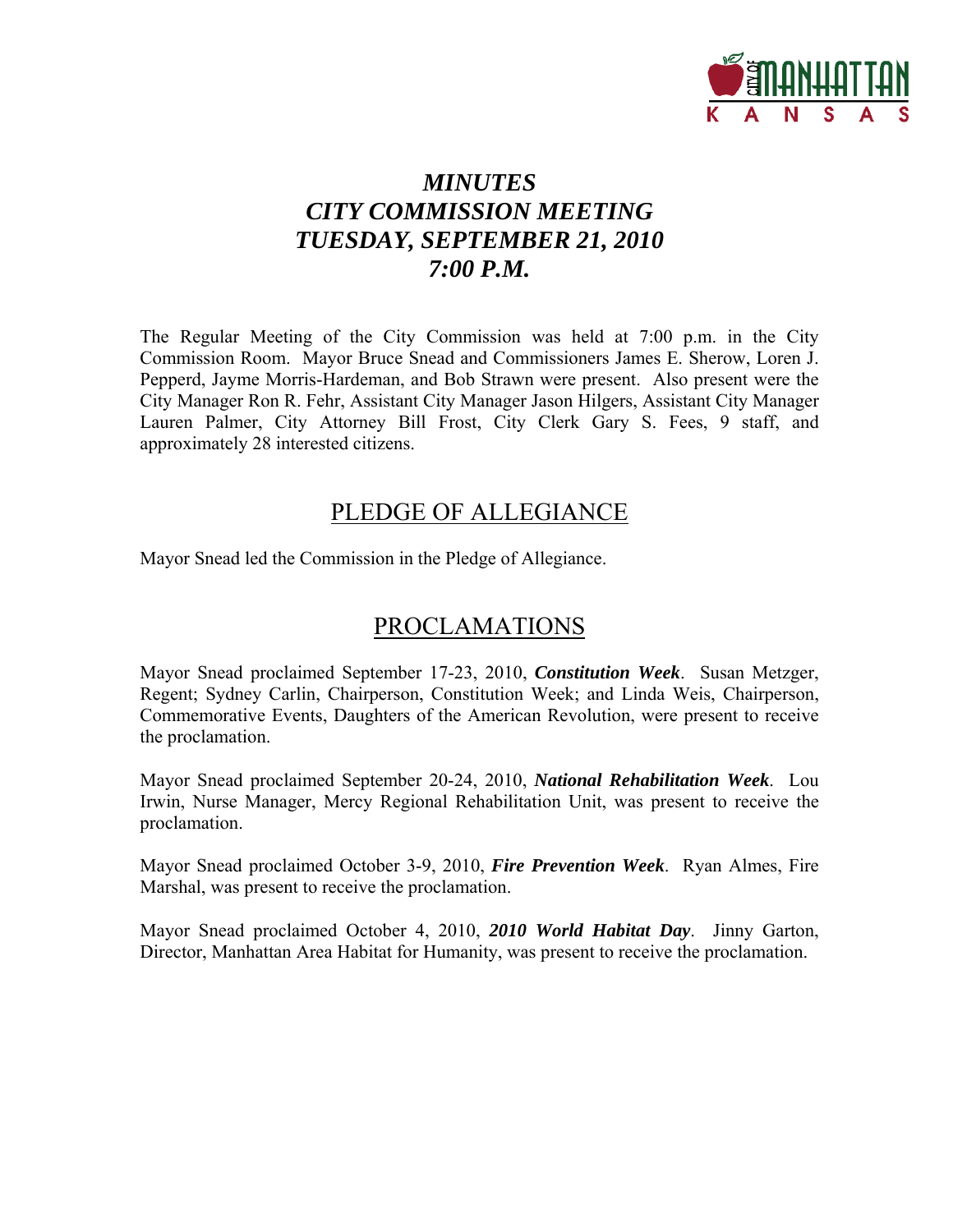# *MINUTES*
# *CITY COMMISSION MEETING*
# *TUESDAY, SEPTEMBER 21, 2010*
# *7:00 P.M.*

The Regular Meeting of the City Commission was held at 7:00 p.m. in the City Commission Room. Mayor Bruce Snead and Commissioners James E. Sherow, Loren J. Pepperd, Jayme Morris-Hardeman, and Bob Strawn were present. Also present were the City Manager Ron R. Fehr, Assistant City Manager Jason Hilgers, Assistant City Manager Lauren Palmer, City Attorney Bill Frost, City Clerk Gary S. Fees, 9 staff, and approximately 28 interested citizens.

## PLEDGE OF ALLEGIANCE

Mayor Snead led the Commission in the Pledge of Allegiance.

## PROCLAMATIONS

Mayor Snead proclaimed September 17-23, 2010, ***Constitution Week***. Susan Metzger, Regent; Sydney Carlin, Chairperson, Constitution Week; and Linda Weis, Chairperson, Commemorative Events, Daughters of the American Revolution, were present to receive the proclamation.

Mayor Snead proclaimed September 20-24, 2010, ***National Rehabilitation Week***. Lou Irwin, Nurse Manager, Mercy Regional Rehabilitation Unit, was present to receive the proclamation.

Mayor Snead proclaimed October 3-9, 2010, ***Fire Prevention Week***. Ryan Almes, Fire Marshal, was present to receive the proclamation.

Mayor Snead proclaimed October 4, 2010, ***2010 World Habitat Day***. Jinny Garton, Director, Manhattan Area Habitat for Humanity, was present to receive the proclamation.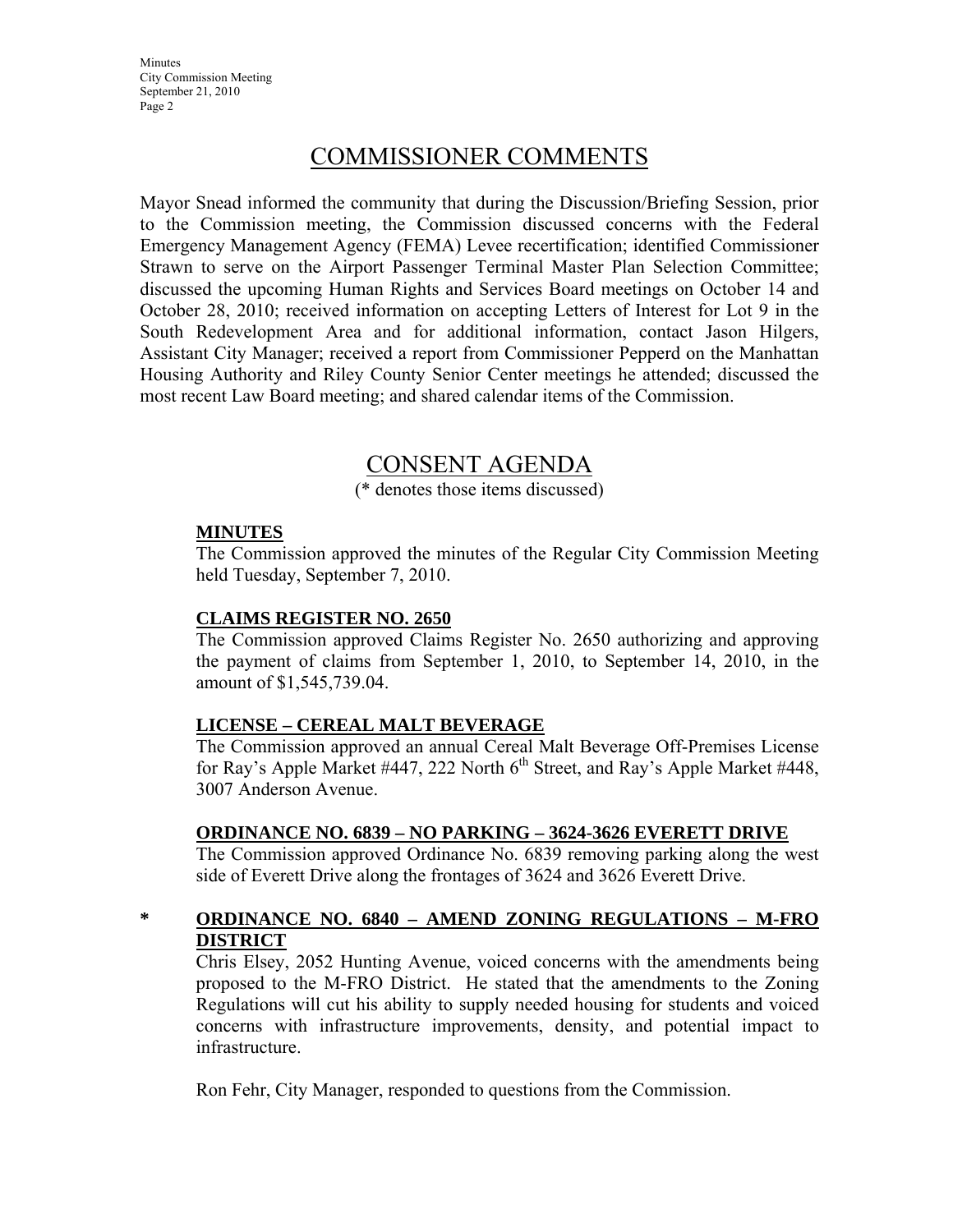## COMMISSIONER COMMENTS

Mayor Snead informed the community that during the Discussion/Briefing Session, prior to the Commission meeting, the Commission discussed concerns with the Federal Emergency Management Agency (FEMA) Levee recertification; identified Commissioner Strawn to serve on the Airport Passenger Terminal Master Plan Selection Committee; discussed the upcoming Human Rights and Services Board meetings on October 14 and October 28, 2010; received information on accepting Letters of Interest for Lot 9 in the South Redevelopment Area and for additional information, contact Jason Hilgers, Assistant City Manager; received a report from Commissioner Pepperd on the Manhattan Housing Authority and Riley County Senior Center meetings he attended; discussed the most recent Law Board meeting; and shared calendar items of the Commission.

## CONSENT AGENDA

(* denotes those items discussed)

**MINUTES**

The Commission approved the minutes of the Regular City Commission Meeting held Tuesday, September 7, 2010.

**CLAIMS REGISTER NO. 2650**

The Commission approved Claims Register No. 2650 authorizing and approving the payment of claims from September 1, 2010, to September 14, 2010, in the amount of $1,545,739.04.

**LICENSE – CEREAL MALT BEVERAGE**

The Commission approved an annual Cereal Malt Beverage Off-Premises License for Ray's Apple Market #447, 222 North 6th Street, and Ray's Apple Market #448, 3007 Anderson Avenue.

**ORDINANCE NO. 6839 – NO PARKING – 3624-3626 EVERETT DRIVE**

The Commission approved Ordinance No. 6839 removing parking along the west side of Everett Drive along the frontages of 3624 and 3626 Everett Drive.

\* **ORDINANCE NO. 6840 – AMEND ZONING REGULATIONS – M-FRO DISTRICT**

Chris Elsey, 2052 Hunting Avenue, voiced concerns with the amendments being proposed to the M-FRO District. He stated that the amendments to the Zoning Regulations will cut his ability to supply needed housing for students and voiced concerns with infrastructure improvements, density, and potential impact to infrastructure.

Ron Fehr, City Manager, responded to questions from the Commission.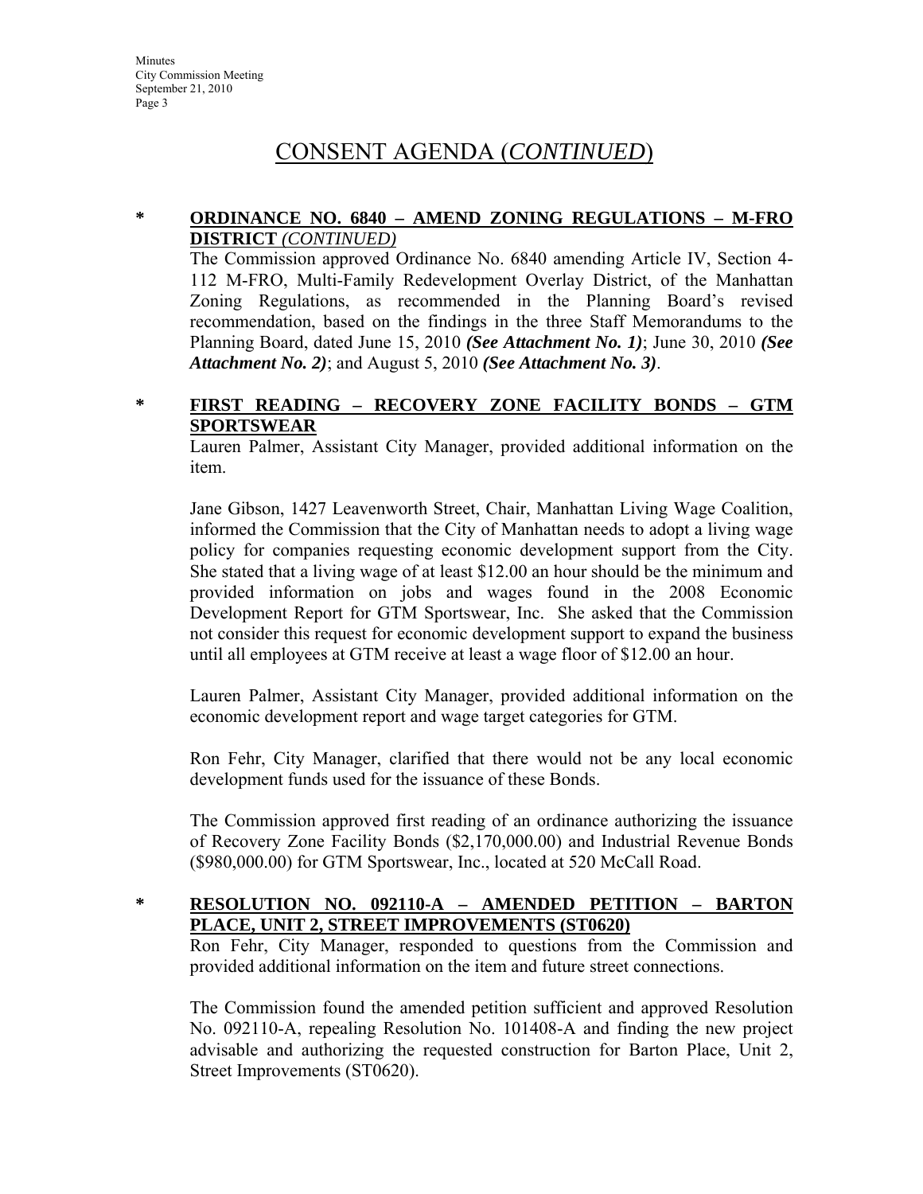# CONSENT AGENDA (*CONTINUED*)

**\* ORDINANCE NO. 6840 – AMEND ZONING REGULATIONS – M-FRO DISTRICT** *(CONTINUED)*

The Commission approved Ordinance No. 6840 amending Article IV, Section 4-112 M-FRO, Multi-Family Redevelopment Overlay District, of the Manhattan Zoning Regulations, as recommended in the Planning Board's revised recommendation, based on the findings in the three Staff Memorandums to the Planning Board, dated June 15, 2010 ***(See Attachment No. 1)***; June 30, 2010 ***(See Attachment No. 2)***; and August 5, 2010 ***(See Attachment No. 3)***.

**\* FIRST READING – RECOVERY ZONE FACILITY BONDS – GTM SPORTSWEAR**

Lauren Palmer, Assistant City Manager, provided additional information on the item.

Jane Gibson, 1427 Leavenworth Street, Chair, Manhattan Living Wage Coalition, informed the Commission that the City of Manhattan needs to adopt a living wage policy for companies requesting economic development support from the City. She stated that a living wage of at least $12.00 an hour should be the minimum and provided information on jobs and wages found in the 2008 Economic Development Report for GTM Sportswear, Inc. She asked that the Commission not consider this request for economic development support to expand the business until all employees at GTM receive at least a wage floor of $12.00 an hour.

Lauren Palmer, Assistant City Manager, provided additional information on the economic development report and wage target categories for GTM.

Ron Fehr, City Manager, clarified that there would not be any local economic development funds used for the issuance of these Bonds.

The Commission approved first reading of an ordinance authorizing the issuance of Recovery Zone Facility Bonds ($2,170,000.00) and Industrial Revenue Bonds ($980,000.00) for GTM Sportswear, Inc., located at 520 McCall Road.

**\* RESOLUTION NO. 092110-A – AMENDED PETITION – BARTON PLACE, UNIT 2, STREET IMPROVEMENTS (ST0620)**

Ron Fehr, City Manager, responded to questions from the Commission and provided additional information on the item and future street connections.

The Commission found the amended petition sufficient and approved Resolution No. 092110-A, repealing Resolution No. 101408-A and finding the new project advisable and authorizing the requested construction for Barton Place, Unit 2, Street Improvements (ST0620).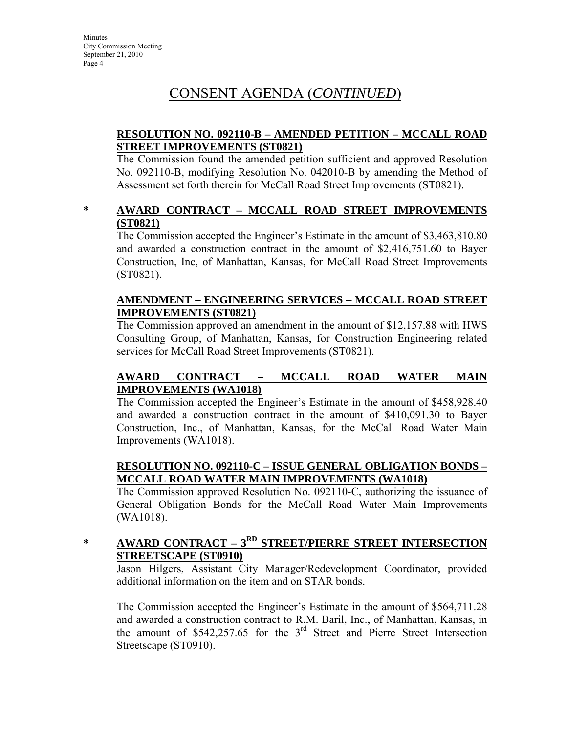# CONSENT AGENDA (*CONTINUED*)

**RESOLUTION NO. 092110-B – AMENDED PETITION – MCCALL ROAD STREET IMPROVEMENTS (ST0821)**

The Commission found the amended petition sufficient and approved Resolution No. 092110-B, modifying Resolution No. 042010-B by amending the Method of Assessment set forth therein for McCall Road Street Improvements (ST0821).

\* **AWARD CONTRACT – MCCALL ROAD STREET IMPROVEMENTS (ST0821)**

The Commission accepted the Engineer's Estimate in the amount of $3,463,810.80 and awarded a construction contract in the amount of $2,416,751.60 to Bayer Construction, Inc, of Manhattan, Kansas, for McCall Road Street Improvements (ST0821).

**AMENDMENT – ENGINEERING SERVICES – MCCALL ROAD STREET IMPROVEMENTS (ST0821)**

The Commission approved an amendment in the amount of $12,157.88 with HWS Consulting Group, of Manhattan, Kansas, for Construction Engineering related services for McCall Road Street Improvements (ST0821).

**AWARD CONTRACT – MCCALL ROAD WATER MAIN IMPROVEMENTS (WA1018)**

The Commission accepted the Engineer's Estimate in the amount of $458,928.40 and awarded a construction contract in the amount of $410,091.30 to Bayer Construction, Inc., of Manhattan, Kansas, for the McCall Road Water Main Improvements (WA1018).

**RESOLUTION NO. 092110-C – ISSUE GENERAL OBLIGATION BONDS – MCCALL ROAD WATER MAIN IMPROVEMENTS (WA1018)**

The Commission approved Resolution No. 092110-C, authorizing the issuance of General Obligation Bonds for the McCall Road Water Main Improvements (WA1018).

\* **AWARD CONTRACT – 3RD STREET/PIERRE STREET INTERSECTION STREETSCAPE (ST0910)**

Jason Hilgers, Assistant City Manager/Redevelopment Coordinator, provided additional information on the item and on STAR bonds.

The Commission accepted the Engineer's Estimate in the amount of $564,711.28 and awarded a construction contract to R.M. Baril, Inc., of Manhattan, Kansas, in the amount of $542,257.65 for the 3rd Street and Pierre Street Intersection Streetscape (ST0910).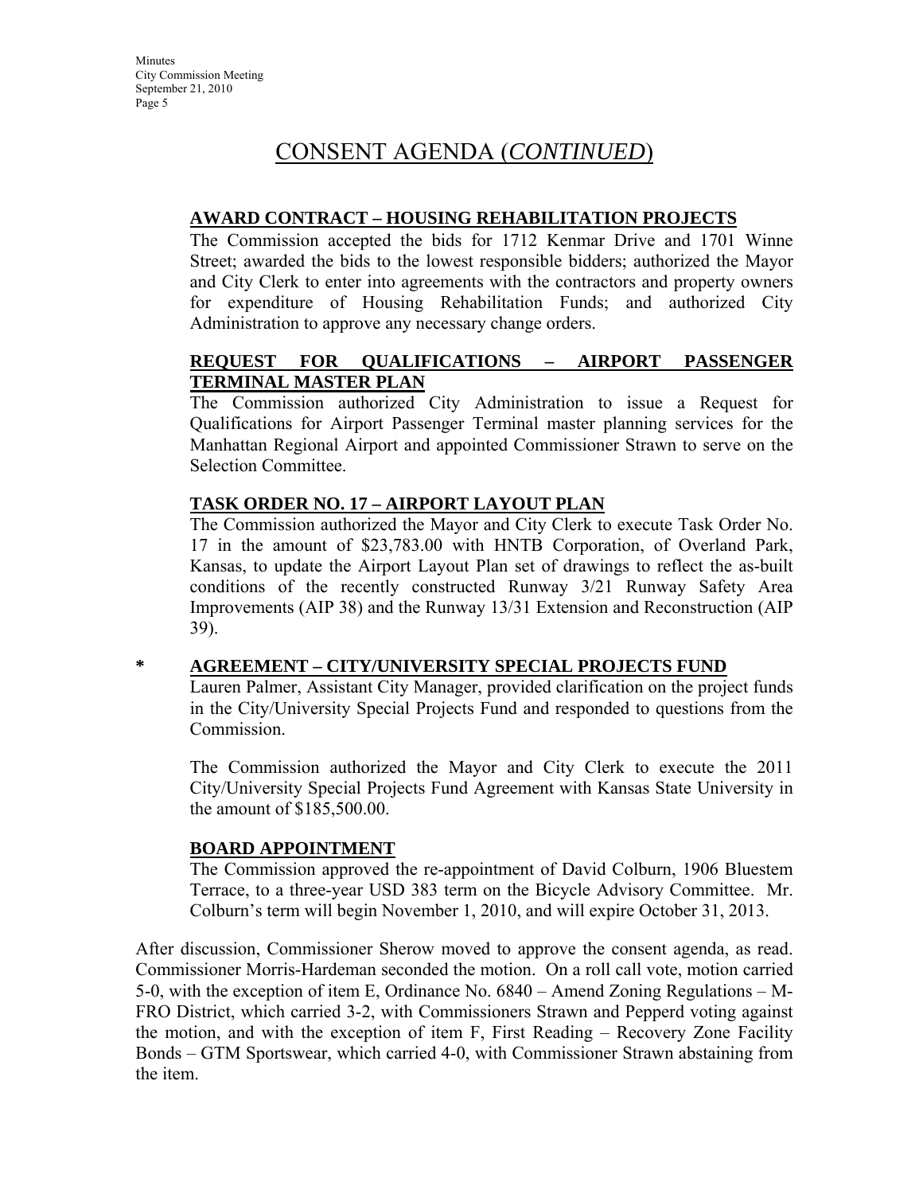# CONSENT AGENDA (*CONTINUED*)

**AWARD CONTRACT – HOUSING REHABILITATION PROJECTS**

The Commission accepted the bids for 1712 Kenmar Drive and 1701 Winne Street; awarded the bids to the lowest responsible bidders; authorized the Mayor and City Clerk to enter into agreements with the contractors and property owners for expenditure of Housing Rehabilitation Funds; and authorized City Administration to approve any necessary change orders.

**REQUEST FOR QUALIFICATIONS – AIRPORT PASSENGER TERMINAL MASTER PLAN**

The Commission authorized City Administration to issue a Request for Qualifications for Airport Passenger Terminal master planning services for the Manhattan Regional Airport and appointed Commissioner Strawn to serve on the Selection Committee.

**TASK ORDER NO. 17 – AIRPORT LAYOUT PLAN**

The Commission authorized the Mayor and City Clerk to execute Task Order No. 17 in the amount of $23,783.00 with HNTB Corporation, of Overland Park, Kansas, to update the Airport Layout Plan set of drawings to reflect the as-built conditions of the recently constructed Runway 3/21 Runway Safety Area Improvements (AIP 38) and the Runway 13/31 Extension and Reconstruction (AIP 39).

\* **AGREEMENT – CITY/UNIVERSITY SPECIAL PROJECTS FUND**

Lauren Palmer, Assistant City Manager, provided clarification on the project funds in the City/University Special Projects Fund and responded to questions from the Commission.

The Commission authorized the Mayor and City Clerk to execute the 2011 City/University Special Projects Fund Agreement with Kansas State University in the amount of $185,500.00.

**BOARD APPOINTMENT**

The Commission approved the re-appointment of David Colburn, 1906 Bluestem Terrace, to a three-year USD 383 term on the Bicycle Advisory Committee. Mr. Colburn's term will begin November 1, 2010, and will expire October 31, 2013.

After discussion, Commissioner Sherow moved to approve the consent agenda, as read. Commissioner Morris-Hardeman seconded the motion. On a roll call vote, motion carried 5-0, with the exception of item E, Ordinance No. 6840 – Amend Zoning Regulations – M-FRO District, which carried 3-2, with Commissioners Strawn and Pepperd voting against the motion, and with the exception of item F, First Reading – Recovery Zone Facility Bonds – GTM Sportswear, which carried 4-0, with Commissioner Strawn abstaining from the item.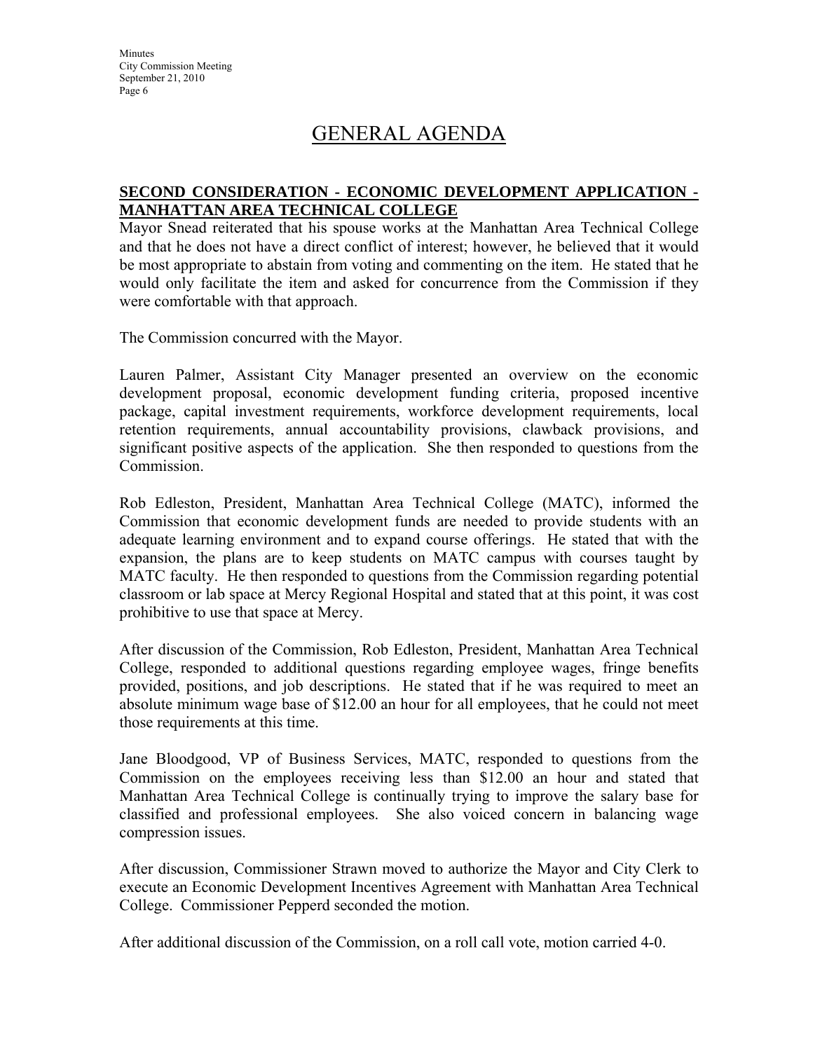# GENERAL AGENDA

**SECOND CONSIDERATION - ECONOMIC DEVELOPMENT APPLICATION - MANHATTAN AREA TECHNICAL COLLEGE**

Mayor Snead reiterated that his spouse works at the Manhattan Area Technical College and that he does not have a direct conflict of interest; however, he believed that it would be most appropriate to abstain from voting and commenting on the item. He stated that he would only facilitate the item and asked for concurrence from the Commission if they were comfortable with that approach.

The Commission concurred with the Mayor.

Lauren Palmer, Assistant City Manager presented an overview on the economic development proposal, economic development funding criteria, proposed incentive package, capital investment requirements, workforce development requirements, local retention requirements, annual accountability provisions, clawback provisions, and significant positive aspects of the application. She then responded to questions from the Commission.

Rob Edleston, President, Manhattan Area Technical College (MATC), informed the Commission that economic development funds are needed to provide students with an adequate learning environment and to expand course offerings. He stated that with the expansion, the plans are to keep students on MATC campus with courses taught by MATC faculty. He then responded to questions from the Commission regarding potential classroom or lab space at Mercy Regional Hospital and stated that at this point, it was cost prohibitive to use that space at Mercy.

After discussion of the Commission, Rob Edleston, President, Manhattan Area Technical College, responded to additional questions regarding employee wages, fringe benefits provided, positions, and job descriptions. He stated that if he was required to meet an absolute minimum wage base of $12.00 an hour for all employees, that he could not meet those requirements at this time.

Jane Bloodgood, VP of Business Services, MATC, responded to questions from the Commission on the employees receiving less than $12.00 an hour and stated that Manhattan Area Technical College is continually trying to improve the salary base for classified and professional employees. She also voiced concern in balancing wage compression issues.

After discussion, Commissioner Strawn moved to authorize the Mayor and City Clerk to execute an Economic Development Incentives Agreement with Manhattan Area Technical College. Commissioner Pepperd seconded the motion.

After additional discussion of the Commission, on a roll call vote, motion carried 4-0.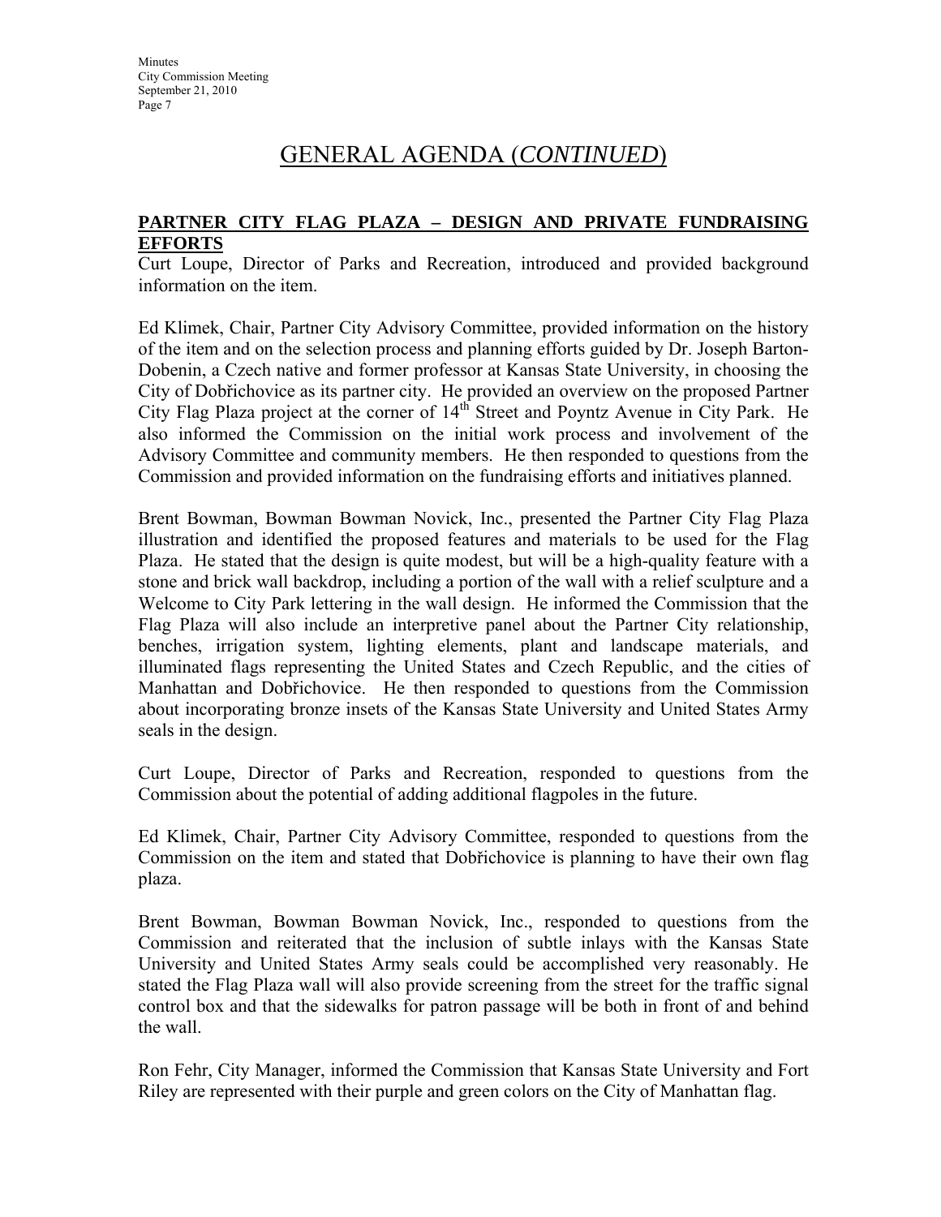# GENERAL AGENDA (*CONTINUED*)

## PARTNER CITY FLAG PLAZA – DESIGN AND PRIVATE FUNDRAISING EFFORTS

Curt Loupe, Director of Parks and Recreation, introduced and provided background information on the item.

Ed Klimek, Chair, Partner City Advisory Committee, provided information on the history of the item and on the selection process and planning efforts guided by Dr. Joseph Barton-Dobenin, a Czech native and former professor at Kansas State University, in choosing the City of Dobřichovice as its partner city. He provided an overview on the proposed Partner City Flag Plaza project at the corner of 14th Street and Poyntz Avenue in City Park. He also informed the Commission on the initial work process and involvement of the Advisory Committee and community members. He then responded to questions from the Commission and provided information on the fundraising efforts and initiatives planned.

Brent Bowman, Bowman Bowman Novick, Inc., presented the Partner City Flag Plaza illustration and identified the proposed features and materials to be used for the Flag Plaza. He stated that the design is quite modest, but will be a high-quality feature with a stone and brick wall backdrop, including a portion of the wall with a relief sculpture and a Welcome to City Park lettering in the wall design. He informed the Commission that the Flag Plaza will also include an interpretive panel about the Partner City relationship, benches, irrigation system, lighting elements, plant and landscape materials, and illuminated flags representing the United States and Czech Republic, and the cities of Manhattan and Dobřichovice. He then responded to questions from the Commission about incorporating bronze insets of the Kansas State University and United States Army seals in the design.

Curt Loupe, Director of Parks and Recreation, responded to questions from the Commission about the potential of adding additional flagpoles in the future.

Ed Klimek, Chair, Partner City Advisory Committee, responded to questions from the Commission on the item and stated that Dobřichovice is planning to have their own flag plaza.

Brent Bowman, Bowman Bowman Novick, Inc., responded to questions from the Commission and reiterated that the inclusion of subtle inlays with the Kansas State University and United States Army seals could be accomplished very reasonably. He stated the Flag Plaza wall will also provide screening from the street for the traffic signal control box and that the sidewalks for patron passage will be both in front of and behind the wall.

Ron Fehr, City Manager, informed the Commission that Kansas State University and Fort Riley are represented with their purple and green colors on the City of Manhattan flag.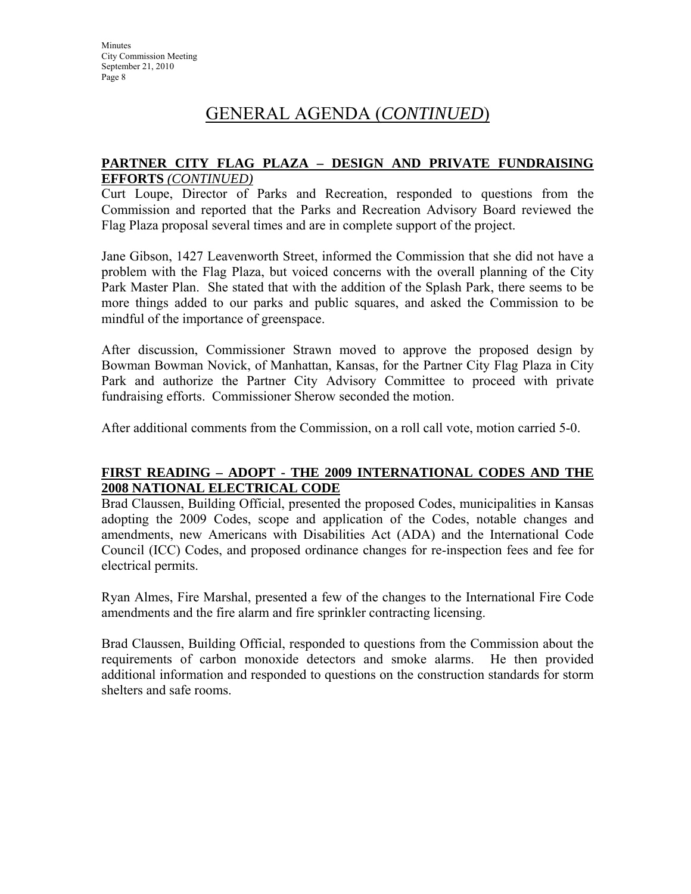# GENERAL AGENDA (*CONTINUED*)

**PARTNER CITY FLAG PLAZA – DESIGN AND PRIVATE FUNDRAISING EFFORTS** *(CONTINUED)*

Curt Loupe, Director of Parks and Recreation, responded to questions from the Commission and reported that the Parks and Recreation Advisory Board reviewed the Flag Plaza proposal several times and are in complete support of the project.

Jane Gibson, 1427 Leavenworth Street, informed the Commission that she did not have a problem with the Flag Plaza, but voiced concerns with the overall planning of the City Park Master Plan. She stated that with the addition of the Splash Park, there seems to be more things added to our parks and public squares, and asked the Commission to be mindful of the importance of greenspace.

After discussion, Commissioner Strawn moved to approve the proposed design by Bowman Bowman Novick, of Manhattan, Kansas, for the Partner City Flag Plaza in City Park and authorize the Partner City Advisory Committee to proceed with private fundraising efforts. Commissioner Sherow seconded the motion.

After additional comments from the Commission, on a roll call vote, motion carried 5-0.

**FIRST READING – ADOPT - THE 2009 INTERNATIONAL CODES AND THE 2008 NATIONAL ELECTRICAL CODE**

Brad Claussen, Building Official, presented the proposed Codes, municipalities in Kansas adopting the 2009 Codes, scope and application of the Codes, notable changes and amendments, new Americans with Disabilities Act (ADA) and the International Code Council (ICC) Codes, and proposed ordinance changes for re-inspection fees and fee for electrical permits.

Ryan Almes, Fire Marshal, presented a few of the changes to the International Fire Code amendments and the fire alarm and fire sprinkler contracting licensing.

Brad Claussen, Building Official, responded to questions from the Commission about the requirements of carbon monoxide detectors and smoke alarms. He then provided additional information and responded to questions on the construction standards for storm shelters and safe rooms.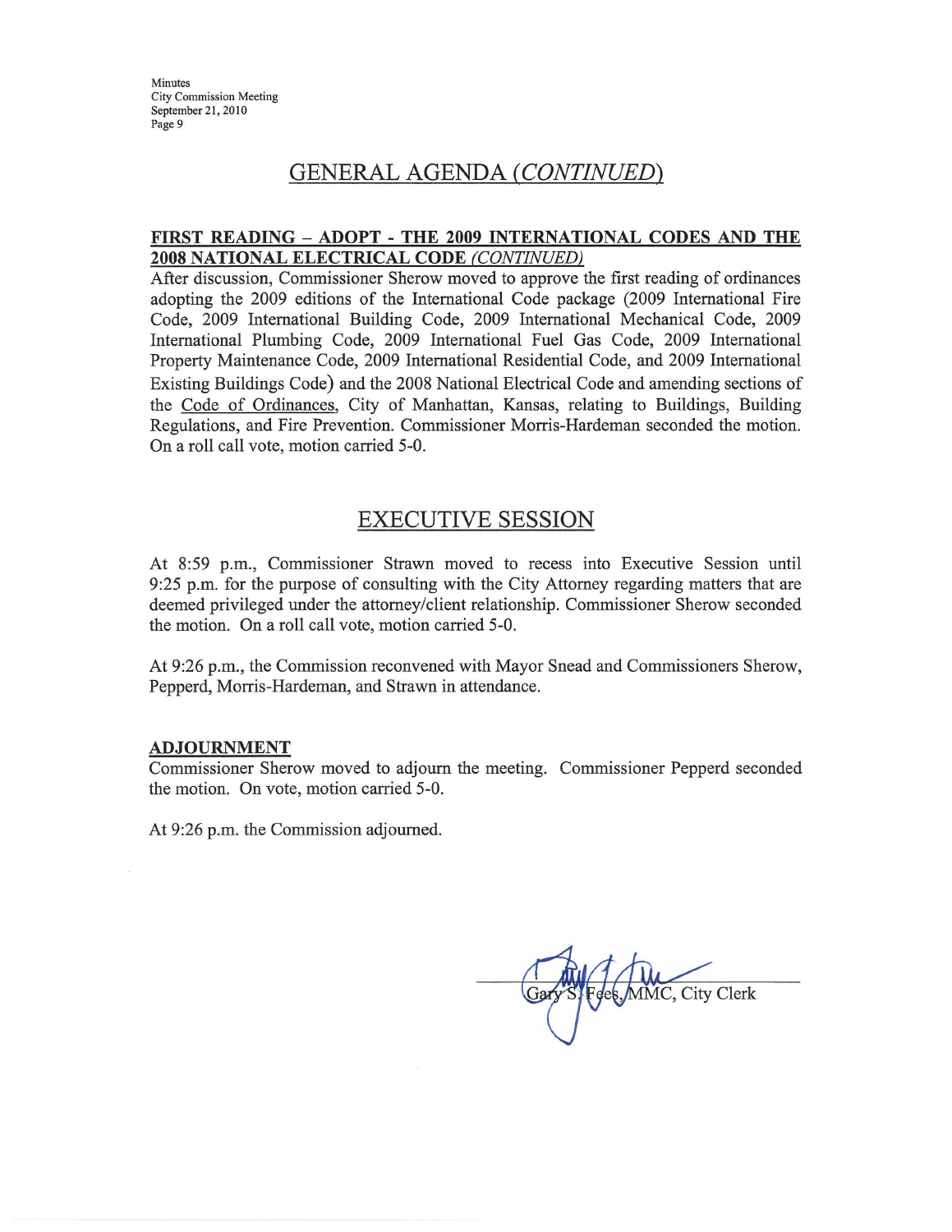## GENERAL AGENDA *(CONTINUED)*

**FIRST READING – ADOPT - THE 2009 INTERNATIONAL CODES AND THE 2008 NATIONAL ELECTRICAL CODE** ***(CONTINUED)***

After discussion, Commissioner Sherow moved to approve the first reading of ordinances adopting the 2009 editions of the International Code package (2009 International Fire Code, 2009 International Building Code, 2009 International Mechanical Code, 2009 International Plumbing Code, 2009 International Fuel Gas Code, 2009 International Property Maintenance Code, 2009 International Residential Code, and 2009 International Existing Buildings Code) and the 2008 National Electrical Code and amending sections of the Code of Ordinances, City of Manhattan, Kansas, relating to Buildings, Building Regulations, and Fire Prevention. Commissioner Morris-Hardeman seconded the motion. On a roll call vote, motion carried 5-0.

## EXECUTIVE SESSION

At 8:59 p.m., Commissioner Strawn moved to recess into Executive Session until 9:25 p.m. for the purpose of consulting with the City Attorney regarding matters that are deemed privileged under the attorney/client relationship. Commissioner Sherow seconded the motion. On a roll call vote, motion carried 5-0.

At 9:26 p.m., the Commission reconvened with Mayor Snead and Commissioners Sherow, Pepperd, Morris-Hardeman, and Strawn in attendance.

**ADJOURNMENT**

Commissioner Sherow moved to adjourn the meeting. Commissioner Pepperd seconded the motion. On vote, motion carried 5-0.

At 9:26 p.m. the Commission adjourned.

Gary S. Fees, MMC, City Clerk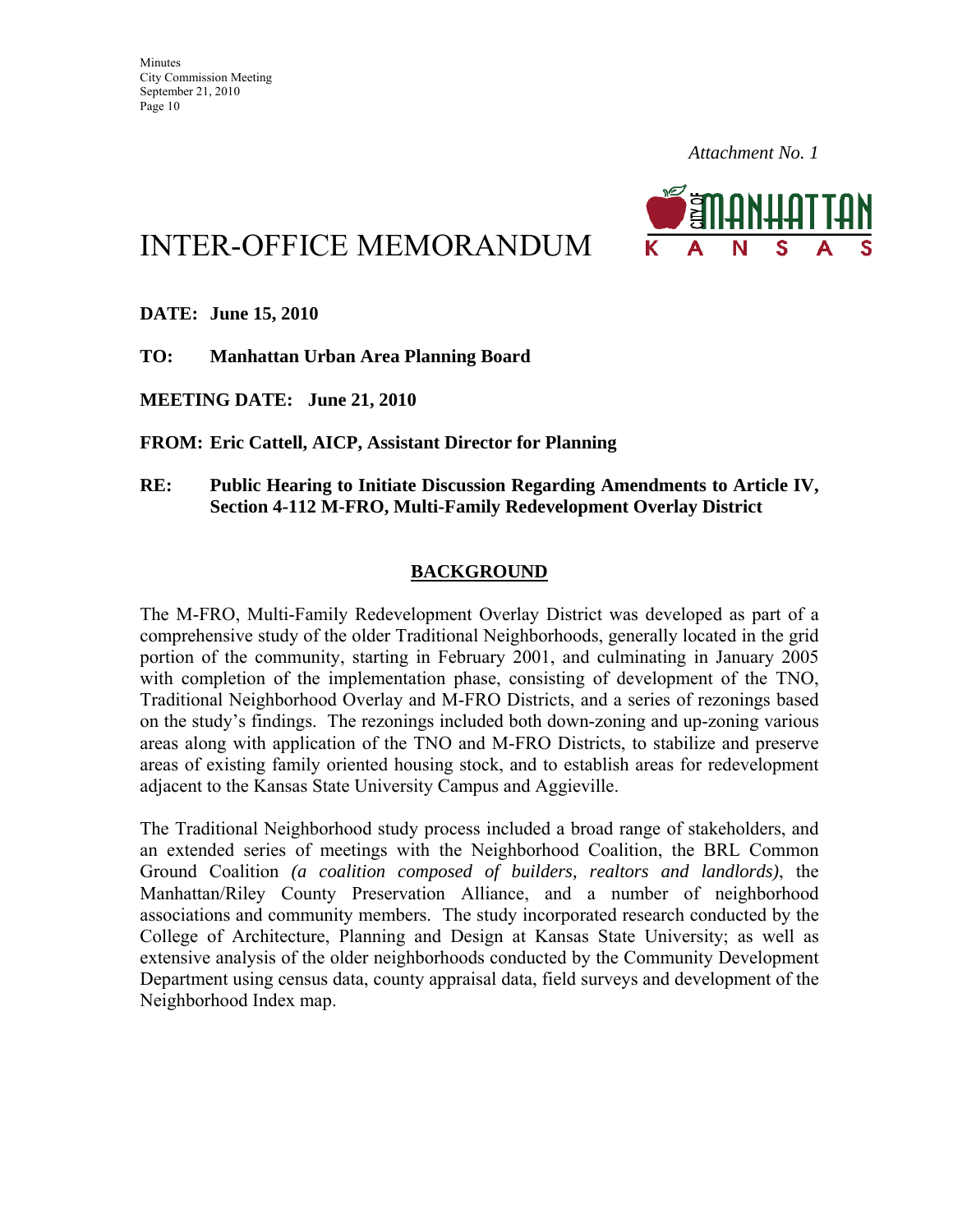*Attachment No. 1*

# INTER-OFFICE MEMORANDUM

**DATE: June 15, 2010**

**TO: Manhattan Urban Area Planning Board**

**MEETING DATE: June 21, 2010**

**FROM: Eric Cattell, AICP, Assistant Director for Planning**

**RE: Public Hearing to Initiate Discussion Regarding Amendments to Article IV, Section 4-112 M-FRO, Multi-Family Redevelopment Overlay District**

## BACKGROUND

The M-FRO, Multi-Family Redevelopment Overlay District was developed as part of a comprehensive study of the older Traditional Neighborhoods, generally located in the grid portion of the community, starting in February 2001, and culminating in January 2005 with completion of the implementation phase, consisting of development of the TNO, Traditional Neighborhood Overlay and M-FRO Districts, and a series of rezonings based on the study's findings. The rezonings included both down-zoning and up-zoning various areas along with application of the TNO and M-FRO Districts, to stabilize and preserve areas of existing family oriented housing stock, and to establish areas for redevelopment adjacent to the Kansas State University Campus and Aggieville.

The Traditional Neighborhood study process included a broad range of stakeholders, and an extended series of meetings with the Neighborhood Coalition, the BRL Common Ground Coalition *(a coalition composed of builders, realtors and landlords)*, the Manhattan/Riley County Preservation Alliance, and a number of neighborhood associations and community members. The study incorporated research conducted by the College of Architecture, Planning and Design at Kansas State University; as well as extensive analysis of the older neighborhoods conducted by the Community Development Department using census data, county appraisal data, field surveys and development of the Neighborhood Index map.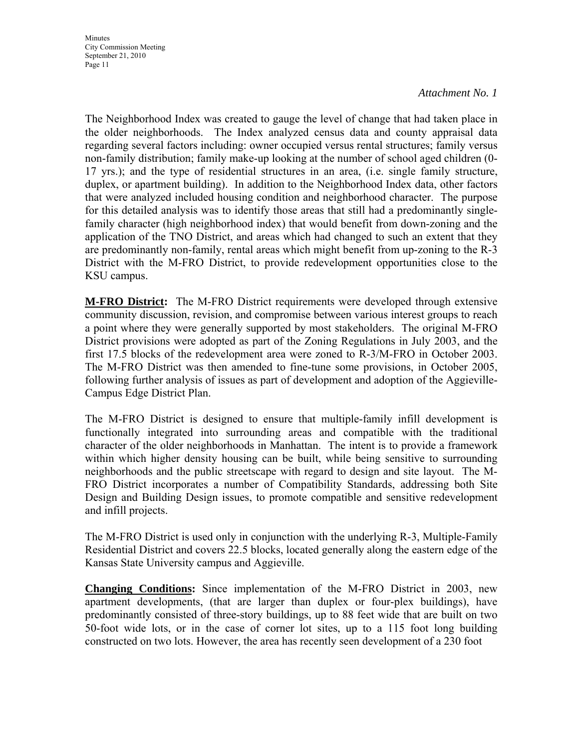*Attachment No. 1*

The Neighborhood Index was created to gauge the level of change that had taken place in the older neighborhoods. The Index analyzed census data and county appraisal data regarding several factors including: owner occupied versus rental structures; family versus non-family distribution; family make-up looking at the number of school aged children (0-17 yrs.); and the type of residential structures in an area, (i.e. single family structure, duplex, or apartment building). In addition to the Neighborhood Index data, other factors that were analyzed included housing condition and neighborhood character. The purpose for this detailed analysis was to identify those areas that still had a predominantly single-family character (high neighborhood index) that would benefit from down-zoning and the application of the TNO District, and areas which had changed to such an extent that they are predominantly non-family, rental areas which might benefit from up-zoning to the R-3 District with the M-FRO District, to provide redevelopment opportunities close to the KSU campus.

**M-FRO District:** The M-FRO District requirements were developed through extensive community discussion, revision, and compromise between various interest groups to reach a point where they were generally supported by most stakeholders. The original M-FRO District provisions were adopted as part of the Zoning Regulations in July 2003, and the first 17.5 blocks of the redevelopment area were zoned to R-3/M-FRO in October 2003. The M-FRO District was then amended to fine-tune some provisions, in October 2005, following further analysis of issues as part of development and adoption of the Aggieville-Campus Edge District Plan.

The M-FRO District is designed to ensure that multiple-family infill development is functionally integrated into surrounding areas and compatible with the traditional character of the older neighborhoods in Manhattan. The intent is to provide a framework within which higher density housing can be built, while being sensitive to surrounding neighborhoods and the public streetscape with regard to design and site layout. The M-FRO District incorporates a number of Compatibility Standards, addressing both Site Design and Building Design issues, to promote compatible and sensitive redevelopment and infill projects.

The M-FRO District is used only in conjunction with the underlying R-3, Multiple-Family Residential District and covers 22.5 blocks, located generally along the eastern edge of the Kansas State University campus and Aggieville.

**Changing Conditions:** Since implementation of the M-FRO District in 2003, new apartment developments, (that are larger than duplex or four-plex buildings), have predominantly consisted of three-story buildings, up to 88 feet wide that are built on two 50-foot wide lots, or in the case of corner lot sites, up to a 115 foot long building constructed on two lots. However, the area has recently seen development of a 230 foot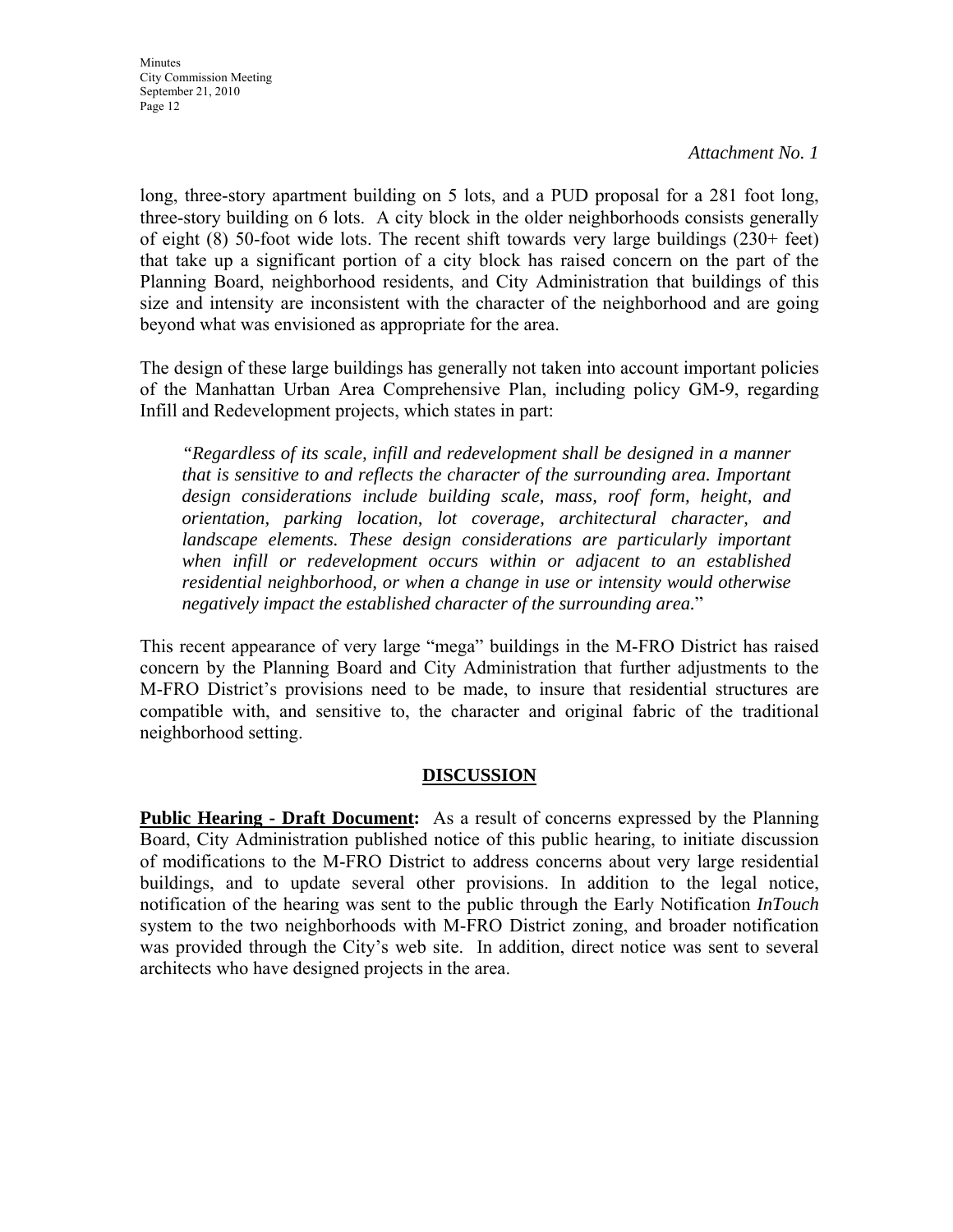*Attachment No. 1*

long, three-story apartment building on 5 lots, and a PUD proposal for a 281 foot long, three-story building on 6 lots. A city block in the older neighborhoods consists generally of eight (8) 50-foot wide lots. The recent shift towards very large buildings (230+ feet) that take up a significant portion of a city block has raised concern on the part of the Planning Board, neighborhood residents, and City Administration that buildings of this size and intensity are inconsistent with the character of the neighborhood and are going beyond what was envisioned as appropriate for the area.

The design of these large buildings has generally not taken into account important policies of the Manhattan Urban Area Comprehensive Plan, including policy GM-9, regarding Infill and Redevelopment projects, which states in part:

> *"Regardless of its scale, infill and redevelopment shall be designed in a manner that is sensitive to and reflects the character of the surrounding area. Important design considerations include building scale, mass, roof form, height, and orientation, parking location, lot coverage, architectural character, and landscape elements. These design considerations are particularly important when infill or redevelopment occurs within or adjacent to an established residential neighborhood, or when a change in use or intensity would otherwise negatively impact the established character of the surrounding area.*"

This recent appearance of very large "mega" buildings in the M-FRO District has raised concern by the Planning Board and City Administration that further adjustments to the M-FRO District's provisions need to be made, to insure that residential structures are compatible with, and sensitive to, the character and original fabric of the traditional neighborhood setting.

## DISCUSSION

**Public Hearing - Draft Document:** As a result of concerns expressed by the Planning Board, City Administration published notice of this public hearing, to initiate discussion of modifications to the M-FRO District to address concerns about very large residential buildings, and to update several other provisions. In addition to the legal notice, notification of the hearing was sent to the public through the Early Notification *InTouch* system to the two neighborhoods with M-FRO District zoning, and broader notification was provided through the City's web site. In addition, direct notice was sent to several architects who have designed projects in the area.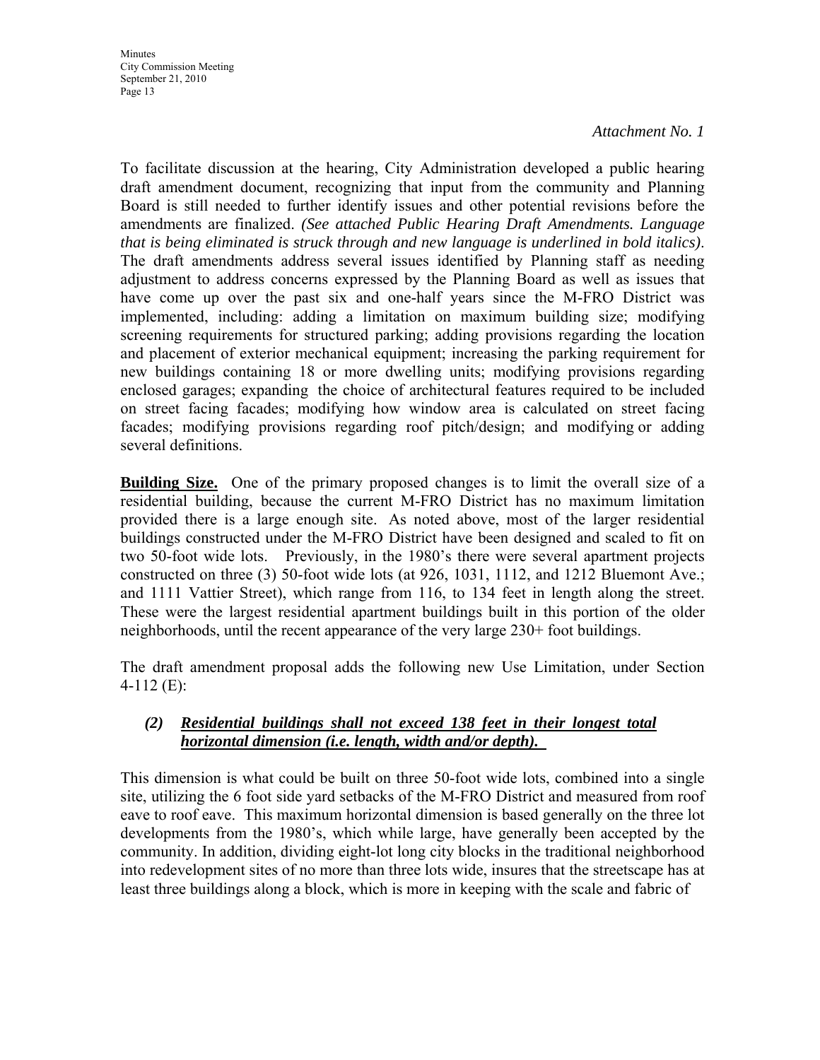*Attachment No. 1*

To facilitate discussion at the hearing, City Administration developed a public hearing draft amendment document, recognizing that input from the community and Planning Board is still needed to further identify issues and other potential revisions before the amendments are finalized. *(See attached Public Hearing Draft Amendments. Language that is being eliminated is struck through and new language is underlined in bold italics).* The draft amendments address several issues identified by Planning staff as needing adjustment to address concerns expressed by the Planning Board as well as issues that have come up over the past six and one-half years since the M-FRO District was implemented, including: adding a limitation on maximum building size; modifying screening requirements for structured parking; adding provisions regarding the location and placement of exterior mechanical equipment; increasing the parking requirement for new buildings containing 18 or more dwelling units; modifying provisions regarding enclosed garages; expanding the choice of architectural features required to be included on street facing facades; modifying how window area is calculated on street facing facades; modifying provisions regarding roof pitch/design; and modifying or adding several definitions.

<u>**Building Size.**</u> One of the primary proposed changes is to limit the overall size of a residential building, because the current M-FRO District has no maximum limitation provided there is a large enough site. As noted above, most of the larger residential buildings constructed under the M-FRO District have been designed and scaled to fit on two 50-foot wide lots. Previously, in the 1980's there were several apartment projects constructed on three (3) 50-foot wide lots (at 926, 1031, 1112, and 1212 Bluemont Ave.; and 1111 Vattier Street), which range from 116, to 134 feet in length along the street. These were the largest residential apartment buildings built in this portion of the older neighborhoods, until the recent appearance of the very large 230+ foot buildings.

The draft amendment proposal adds the following new Use Limitation, under Section 4-112 (E):

*(2)* <u>***Residential buildings shall not exceed 138 feet in their longest total horizontal dimension (i.e. length, width and/or depth).***</u>

This dimension is what could be built on three 50-foot wide lots, combined into a single site, utilizing the 6 foot side yard setbacks of the M-FRO District and measured from roof eave to roof eave. This maximum horizontal dimension is based generally on the three lot developments from the 1980's, which while large, have generally been accepted by the community. In addition, dividing eight-lot long city blocks in the traditional neighborhood into redevelopment sites of no more than three lots wide, insures that the streetscape has at least three buildings along a block, which is more in keeping with the scale and fabric of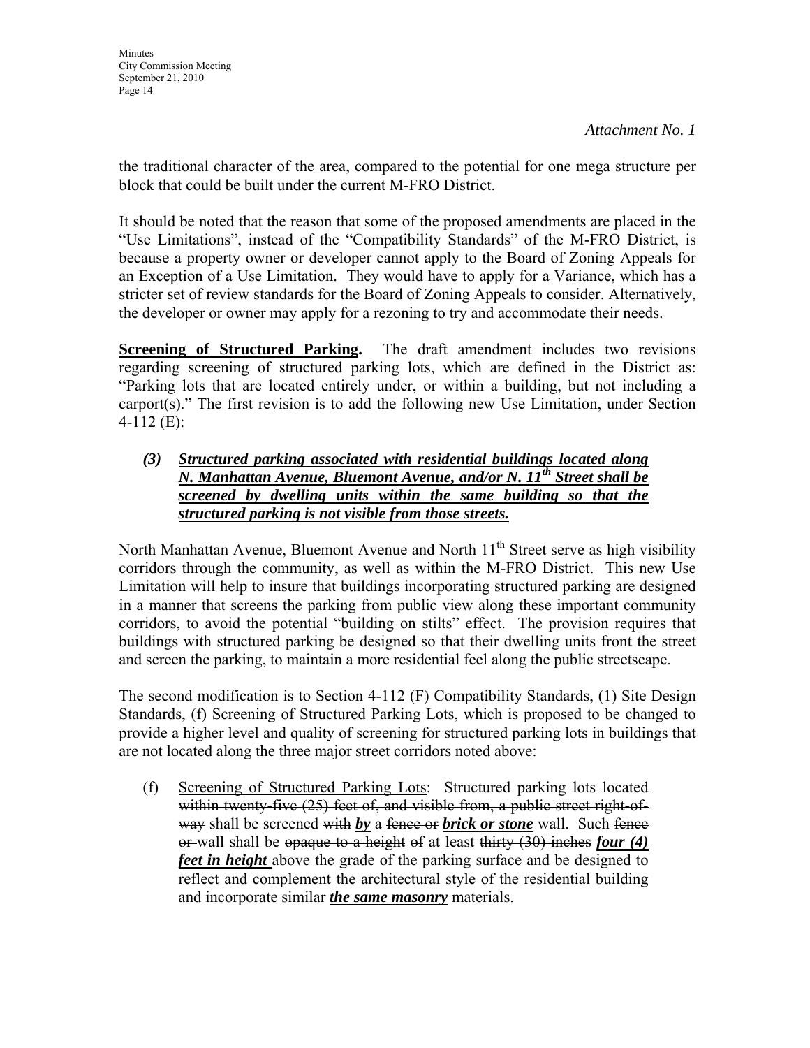*Attachment No. 1*

the traditional character of the area, compared to the potential for one mega structure per block that could be built under the current M-FRO District.

It should be noted that the reason that some of the proposed amendments are placed in the "Use Limitations", instead of the "Compatibility Standards" of the M-FRO District, is because a property owner or developer cannot apply to the Board of Zoning Appeals for an Exception of a Use Limitation. They would have to apply for a Variance, which has a stricter set of review standards for the Board of Zoning Appeals to consider. Alternatively, the developer or owner may apply for a rezoning to try and accommodate their needs.

**<u>Screening of Structured Parking</u>.** The draft amendment includes two revisions regarding screening of structured parking lots, which are defined in the District as: "Parking lots that are located entirely under, or within a building, but not including a carport(s)." The first revision is to add the following new Use Limitation, under Section 4-112 (E):

> ***(3) <u>Structured parking associated with residential buildings located along N. Manhattan Avenue, Bluemont Avenue, and/or N. 11th Street shall be screened by dwelling units within the same building so that the structured parking is not visible from those streets.</u>***

North Manhattan Avenue, Bluemont Avenue and North 11th Street serve as high visibility corridors through the community, as well as within the M-FRO District. This new Use Limitation will help to insure that buildings incorporating structured parking are designed in a manner that screens the parking from public view along these important community corridors, to avoid the potential "building on stilts" effect. The provision requires that buildings with structured parking be designed so that their dwelling units front the street and screen the parking, to maintain a more residential feel along the public streetscape.

The second modification is to Section 4-112 (F) Compatibility Standards, (1) Site Design Standards, (f) Screening of Structured Parking Lots, which is proposed to be changed to provide a higher level and quality of screening for structured parking lots in buildings that are not located along the three major street corridors noted above:

> (f) <u>Screening of Structured Parking Lots</u>: Structured parking lots ~~located within twenty-five (25) feet of, and visible from, a public street right-of-way~~ shall be screened ~~with~~ ***<u>by</u>*** a ~~fence or~~ ***<u>brick or stone</u>*** wall. Such ~~fence or~~ wall shall be ~~opaque to a height of~~ at least ~~thirty (30) inches~~ ***<u>four (4) feet in height</u>*** above the grade of the parking surface and be designed to reflect and complement the architectural style of the residential building and incorporate ~~similar~~ ***<u>the same masonry</u>*** materials.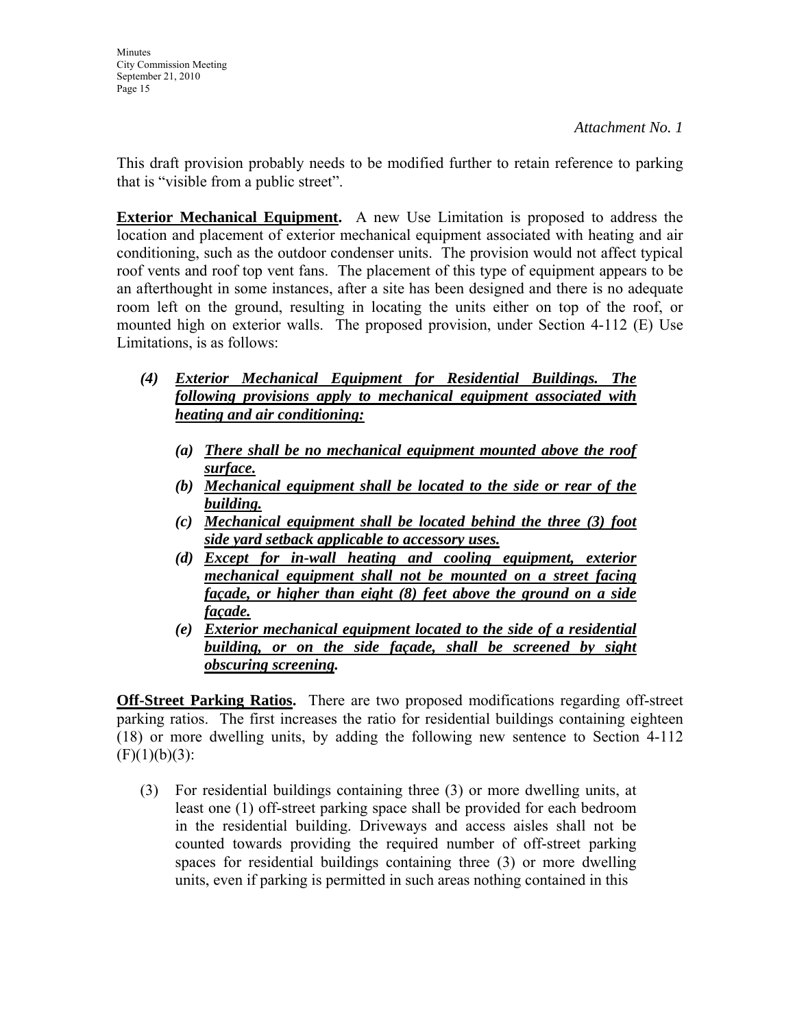*Attachment No. 1*

This draft provision probably needs to be modified further to retain reference to parking that is "visible from a public street".

**Exterior Mechanical Equipment.** A new Use Limitation is proposed to address the location and placement of exterior mechanical equipment associated with heating and air conditioning, such as the outdoor condenser units. The provision would not affect typical roof vents and roof top vent fans. The placement of this type of equipment appears to be an afterthought in some instances, after a site has been designed and there is no adequate room left on the ground, resulting in locating the units either on top of the roof, or mounted high on exterior walls. The proposed provision, under Section 4-112 (E) Use Limitations, is as follows:

- ***(4) Exterior Mechanical Equipment for Residential Buildings. The following provisions apply to mechanical equipment associated with heating and air conditioning:***

  - ***(a) There shall be no mechanical equipment mounted above the roof surface.***
  - ***(b) Mechanical equipment shall be located to the side or rear of the building.***
  - ***(c) Mechanical equipment shall be located behind the three (3) foot side yard setback applicable to accessory uses.***
  - ***(d) Except for in-wall heating and cooling equipment, exterior mechanical equipment shall not be mounted on a street facing façade, or higher than eight (8) feet above the ground on a side façade.***
  - ***(e) Exterior mechanical equipment located to the side of a residential building, or on the side façade, shall be screened by sight obscuring screening.***

**Off-Street Parking Ratios.** There are two proposed modifications regarding off-street parking ratios. The first increases the ratio for residential buildings containing eighteen (18) or more dwelling units, by adding the following new sentence to Section 4-112 (F)(1)(b)(3):

(3) For residential buildings containing three (3) or more dwelling units, at least one (1) off-street parking space shall be provided for each bedroom in the residential building. Driveways and access aisles shall not be counted towards providing the required number of off-street parking spaces for residential buildings containing three (3) or more dwelling units, even if parking is permitted in such areas nothing contained in this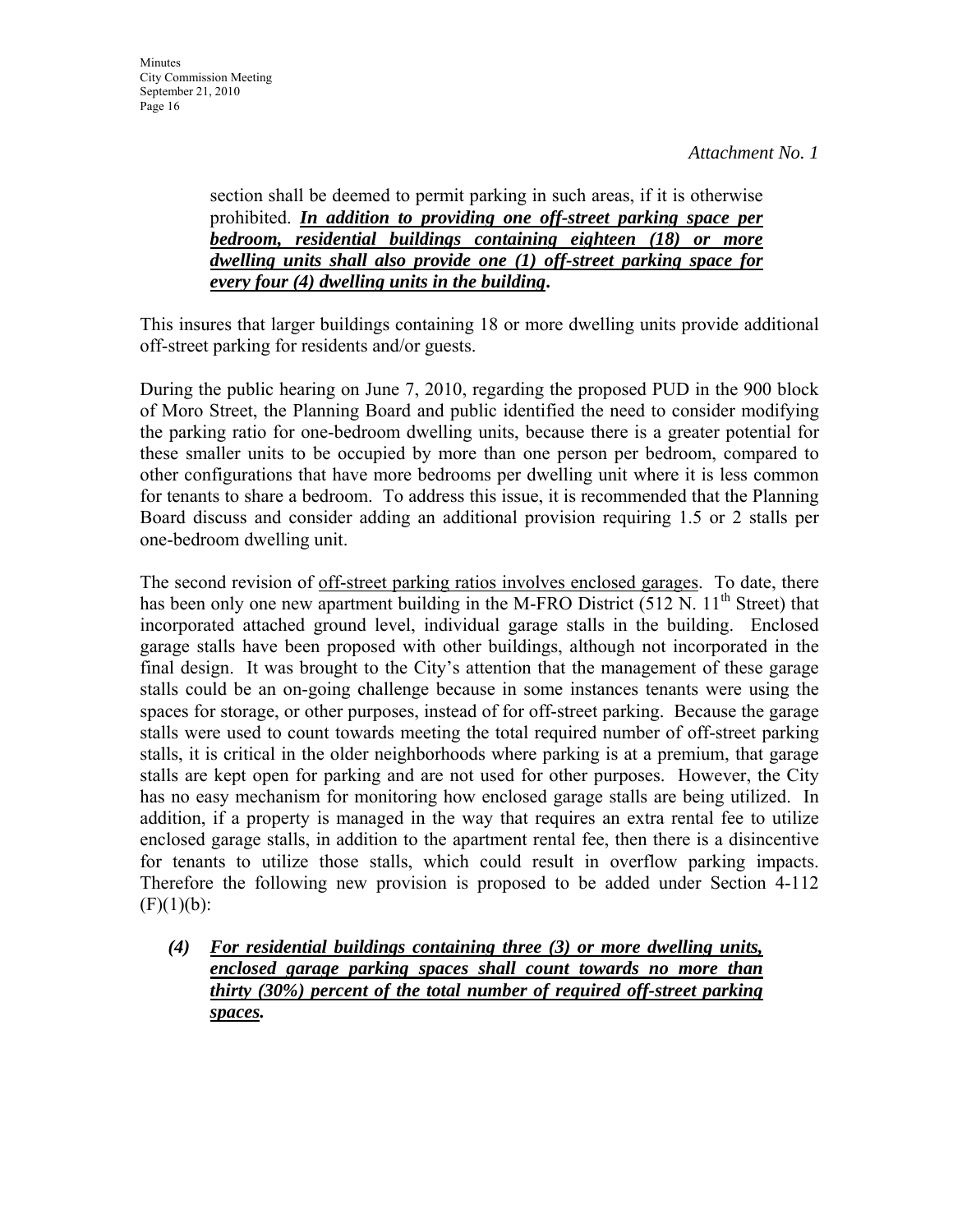*Attachment No. 1*

> section shall be deemed to permit parking in such areas, if it is otherwise prohibited. ***In addition to providing one off-street parking space per bedroom, residential buildings containing eighteen (18) or more dwelling units shall also provide one (1) off-street parking space for every four (4) dwelling units in the building.***

This insures that larger buildings containing 18 or more dwelling units provide additional off-street parking for residents and/or guests.

During the public hearing on June 7, 2010, regarding the proposed PUD in the 900 block of Moro Street, the Planning Board and public identified the need to consider modifying the parking ratio for one-bedroom dwelling units, because there is a greater potential for these smaller units to be occupied by more than one person per bedroom, compared to other configurations that have more bedrooms per dwelling unit where it is less common for tenants to share a bedroom. To address this issue, it is recommended that the Planning Board discuss and consider adding an additional provision requiring 1.5 or 2 stalls per one-bedroom dwelling unit.

The second revision of off-street parking ratios involves enclosed garages. To date, there has been only one new apartment building in the M-FRO District (512 N. 11th Street) that incorporated attached ground level, individual garage stalls in the building. Enclosed garage stalls have been proposed with other buildings, although not incorporated in the final design. It was brought to the City's attention that the management of these garage stalls could be an on-going challenge because in some instances tenants were using the spaces for storage, or other purposes, instead of for off-street parking. Because the garage stalls were used to count towards meeting the total required number of off-street parking stalls, it is critical in the older neighborhoods where parking is at a premium, that garage stalls are kept open for parking and are not used for other purposes. However, the City has no easy mechanism for monitoring how enclosed garage stalls are being utilized. In addition, if a property is managed in the way that requires an extra rental fee to utilize enclosed garage stalls, in addition to the apartment rental fee, then there is a disincentive for tenants to utilize those stalls, which could result in overflow parking impacts. Therefore the following new provision is proposed to be added under Section 4-112 (F)(1)(b):

> ***(4) For residential buildings containing three (3) or more dwelling units, enclosed garage parking spaces shall count towards no more than thirty (30%) percent of the total number of required off-street parking spaces.***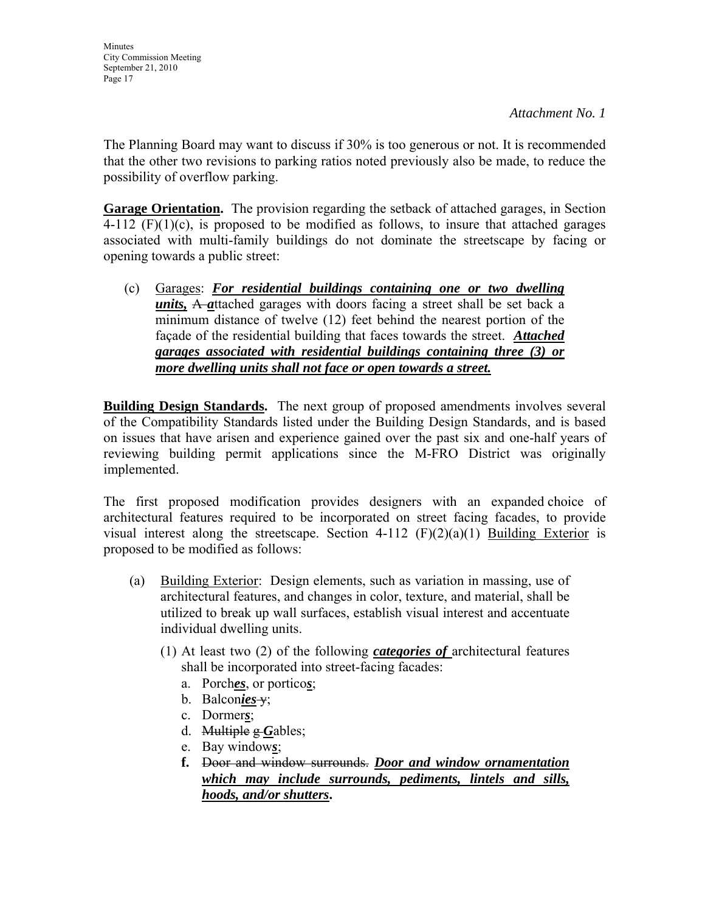*Attachment No. 1*

The Planning Board may want to discuss if 30% is too generous or not. It is recommended that the other two revisions to parking ratios noted previously also be made, to reduce the possibility of overflow parking.

**Garage Orientation.** The provision regarding the setback of attached garages, in Section 4-112 (F)(1)(c), is proposed to be modified as follows, to insure that attached garages associated with multi-family buildings do not dominate the streetscape by facing or opening towards a public street:

(c) Garages: ***For residential buildings containing one or two dwelling units,*** ~~A~~ ***a***ttached garages with doors facing a street shall be set back a minimum distance of twelve (12) feet behind the nearest portion of the façade of the residential building that faces towards the street. ***Attached garages associated with residential buildings containing three (3) or more dwelling units shall not face or open towards a street.***

**Building Design Standards.** The next group of proposed amendments involves several of the Compatibility Standards listed under the Building Design Standards, and is based on issues that have arisen and experience gained over the past six and one-half years of reviewing building permit applications since the M-FRO District was originally implemented.

The first proposed modification provides designers with an expanded choice of architectural features required to be incorporated on street facing facades, to provide visual interest along the streetscape. Section 4-112 (F)(2)(a)(1) Building Exterior is proposed to be modified as follows:

(a) Building Exterior: Design elements, such as variation in massing, use of architectural features, and changes in color, texture, and material, shall be utilized to break up wall surfaces, establish visual interest and accentuate individual dwelling units.

(1) At least two (2) of the following ***categories of*** architectural features shall be incorporated into street-facing facades:

a. Porch***es***, or portico***s***;
b. Balcon***ies*** ~~y~~;
c. Dormer***s***;
d. ~~Multiple~~ ~~g~~ ***G***ables;
e. Bay window***s***;
f. ~~Door and window surrounds.~~ ***Door and window ornamentation which may include surrounds, pediments, lintels and sills, hoods, and/or shutters.***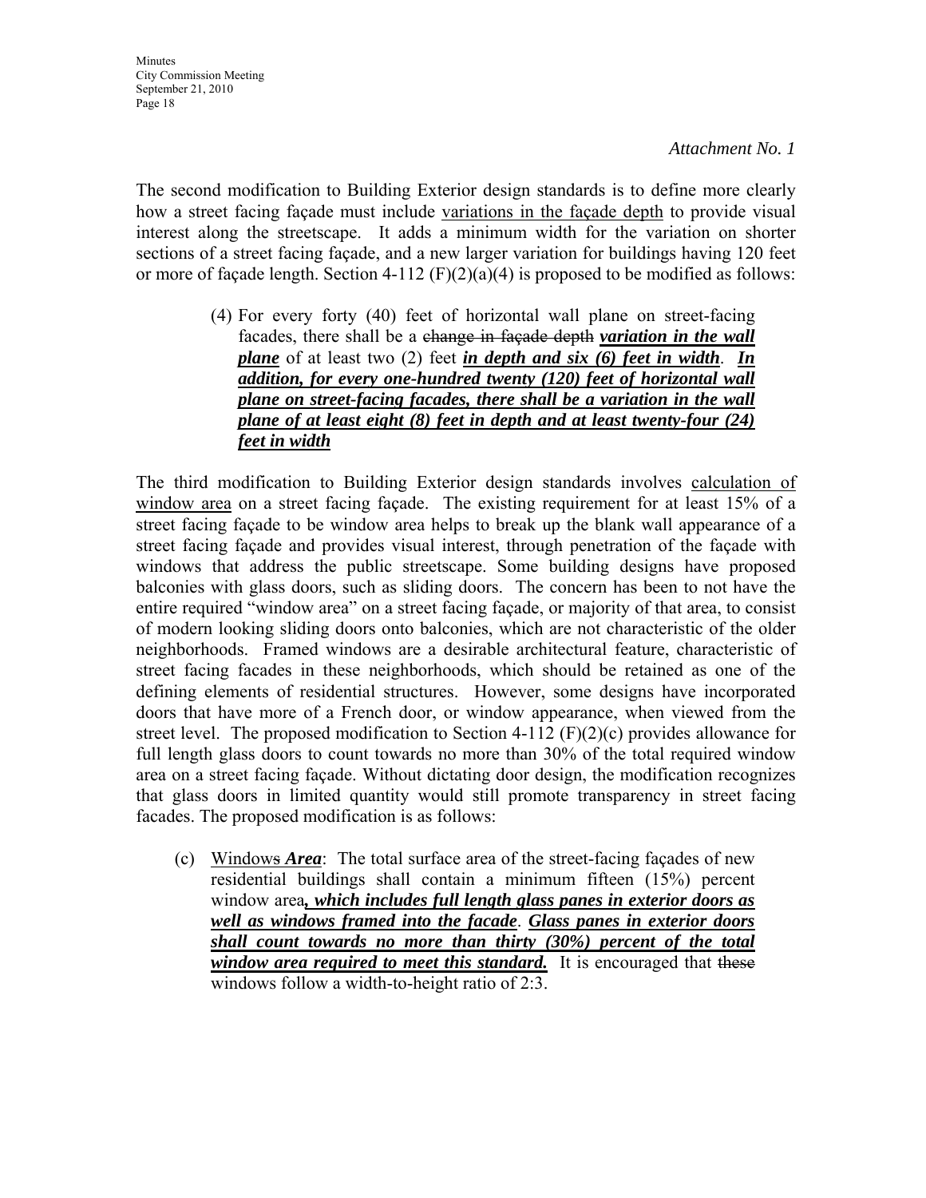*Attachment No. 1*

The second modification to Building Exterior design standards is to define more clearly how a street facing façade must include <u>variations in the façade depth</u> to provide visual interest along the streetscape. It adds a minimum width for the variation on shorter sections of a street facing façade, and a new larger variation for buildings having 120 feet or more of façade length. Section 4-112 (F)(2)(a)(4) is proposed to be modified as follows:

> (4) For every forty (40) feet of horizontal wall plane on street-facing facades, there shall be a ~~change in façade depth~~ ***<u>variation in the wall plane</u>*** of at least two (2) feet ***<u>in depth and six (6) feet in width</u>***. ***<u>In addition, for every one-hundred twenty (120) feet of horizontal wall plane on street-facing facades, there shall be a variation in the wall plane of at least eight (8) feet in depth and at least twenty-four (24) feet in width</u>***

The third modification to Building Exterior design standards involves <u>calculation of window area</u> on a street facing façade. The existing requirement for at least 15% of a street facing façade to be window area helps to break up the blank wall appearance of a street facing façade and provides visual interest, through penetration of the façade with windows that address the public streetscape. Some building designs have proposed balconies with glass doors, such as sliding doors. The concern has been to not have the entire required "window area" on a street facing façade, or majority of that area, to consist of modern looking sliding doors onto balconies, which are not characteristic of the older neighborhoods. Framed windows are a desirable architectural feature, characteristic of street facing facades in these neighborhoods, which should be retained as one of the defining elements of residential structures. However, some designs have incorporated doors that have more of a French door, or window appearance, when viewed from the street level. The proposed modification to Section 4-112 (F)(2)(c) provides allowance for full length glass doors to count towards no more than 30% of the total required window area on a street facing façade. Without dictating door design, the modification recognizes that glass doors in limited quantity would still promote transparency in street facing facades. The proposed modification is as follows:

> (c) <u>Window~~s~~ ***Area***</u>: The total surface area of the street-facing façades of new residential buildings shall contain a minimum fifteen (15%) percent window area***<u>, which includes full length glass panes in exterior doors as well as windows framed into the facade</u>***. ***<u>Glass panes in exterior doors shall count towards no more than thirty (30%) percent of the total window area required to meet this standard.</u>*** It is encouraged that ~~these~~ windows follow a width-to-height ratio of 2:3.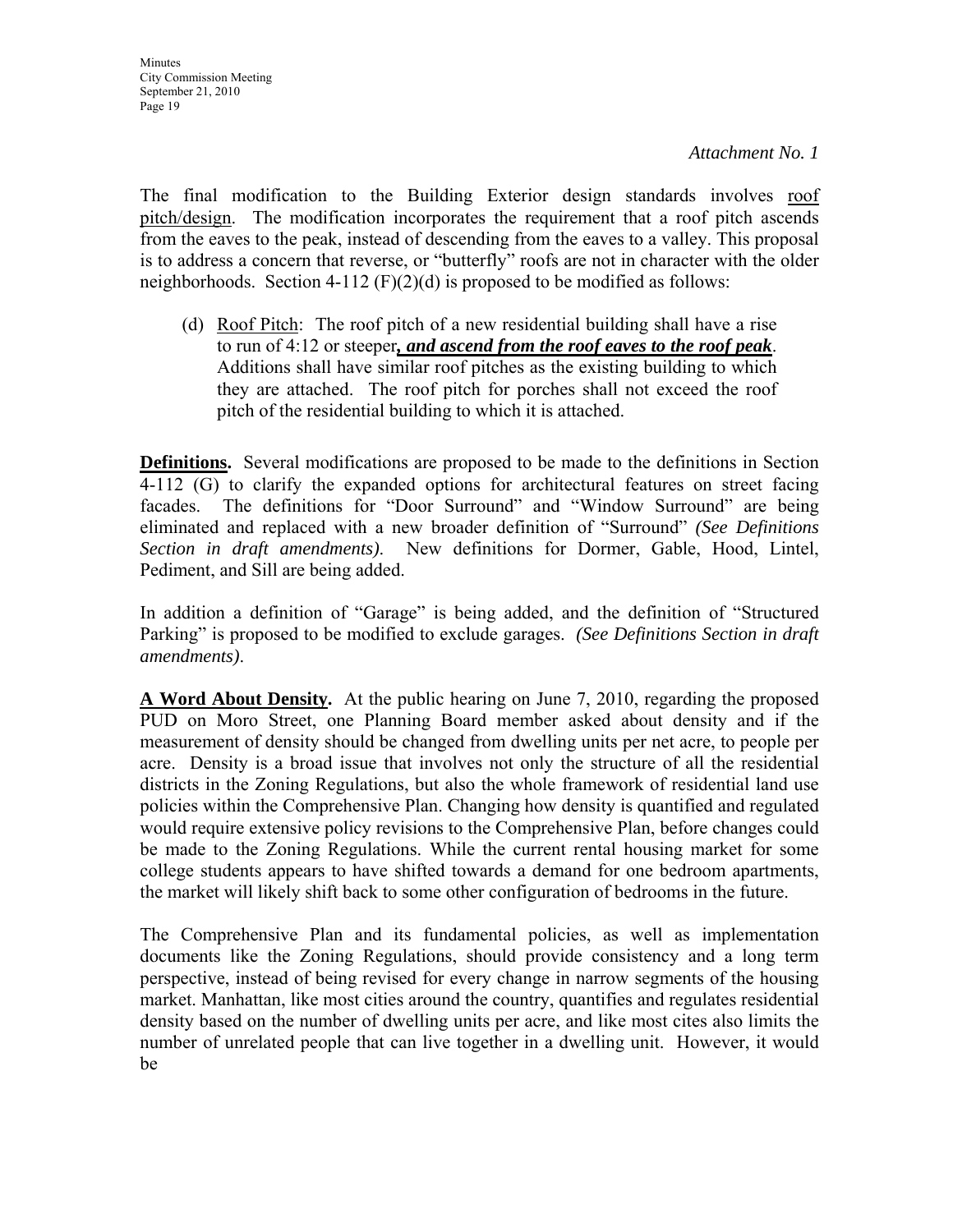*Attachment No. 1*

The final modification to the Building Exterior design standards involves roof pitch/design. The modification incorporates the requirement that a roof pitch ascends from the eaves to the peak, instead of descending from the eaves to a valley. This proposal is to address a concern that reverse, or "butterfly" roofs are not in character with the older neighborhoods. Section 4-112 (F)(2)(d) is proposed to be modified as follows:

> (d) Roof Pitch: The roof pitch of a new residential building shall have a rise to run of 4:12 or steeper***, and ascend from the roof eaves to the roof peak***. Additions shall have similar roof pitches as the existing building to which they are attached. The roof pitch for porches shall not exceed the roof pitch of the residential building to which it is attached.

**Definitions.** Several modifications are proposed to be made to the definitions in Section 4-112 (G) to clarify the expanded options for architectural features on street facing facades. The definitions for "Door Surround" and "Window Surround" are being eliminated and replaced with a new broader definition of "Surround" *(See Definitions Section in draft amendments)*. New definitions for Dormer, Gable, Hood, Lintel, Pediment, and Sill are being added.

In addition a definition of "Garage" is being added, and the definition of "Structured Parking" is proposed to be modified to exclude garages. *(See Definitions Section in draft amendments)*.

**A Word About Density.** At the public hearing on June 7, 2010, regarding the proposed PUD on Moro Street, one Planning Board member asked about density and if the measurement of density should be changed from dwelling units per net acre, to people per acre. Density is a broad issue that involves not only the structure of all the residential districts in the Zoning Regulations, but also the whole framework of residential land use policies within the Comprehensive Plan. Changing how density is quantified and regulated would require extensive policy revisions to the Comprehensive Plan, before changes could be made to the Zoning Regulations. While the current rental housing market for some college students appears to have shifted towards a demand for one bedroom apartments, the market will likely shift back to some other configuration of bedrooms in the future.

The Comprehensive Plan and its fundamental policies, as well as implementation documents like the Zoning Regulations, should provide consistency and a long term perspective, instead of being revised for every change in narrow segments of the housing market. Manhattan, like most cities around the country, quantifies and regulates residential density based on the number of dwelling units per acre, and like most cites also limits the number of unrelated people that can live together in a dwelling unit. However, it would be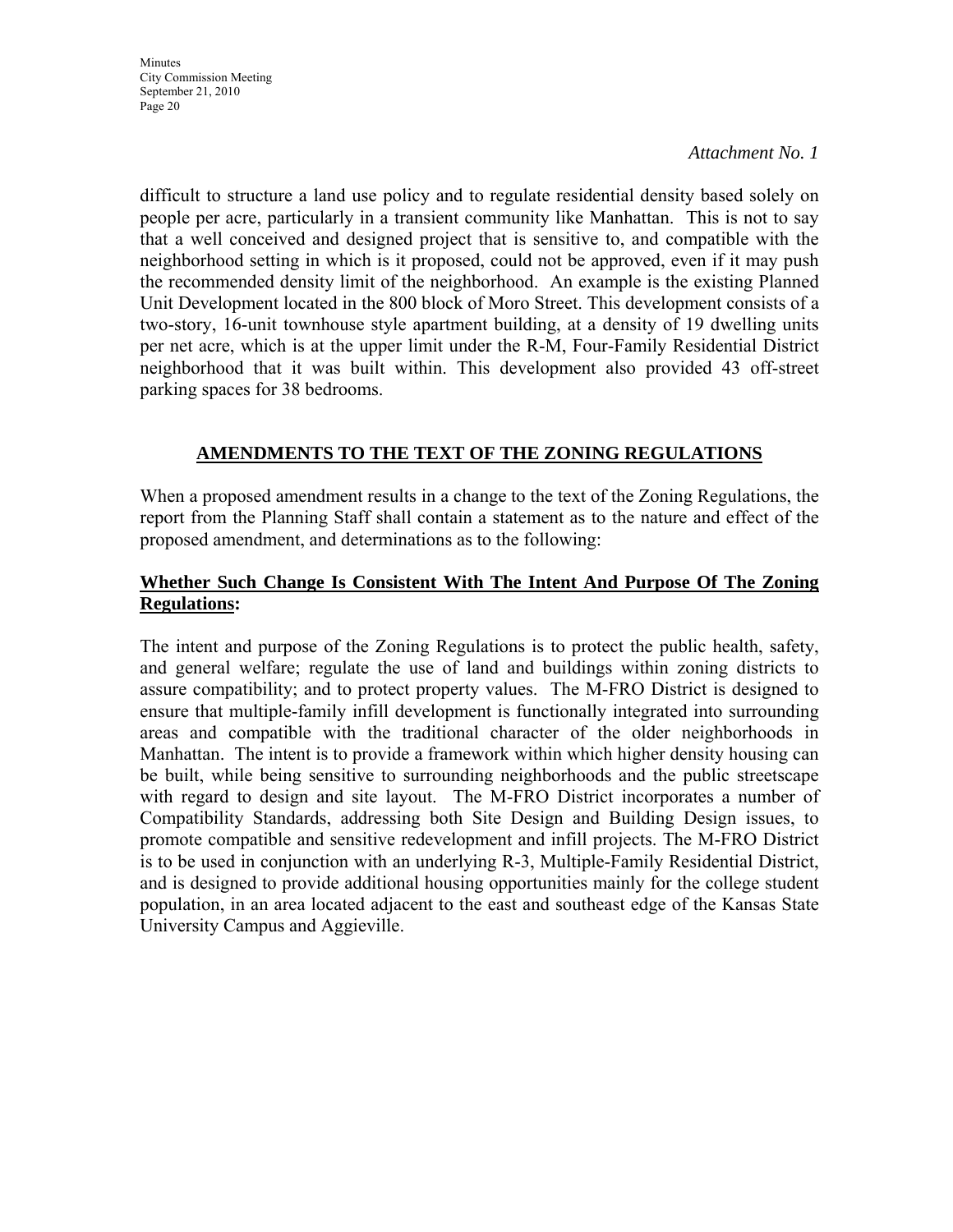*Attachment No. 1*

difficult to structure a land use policy and to regulate residential density based solely on people per acre, particularly in a transient community like Manhattan. This is not to say that a well conceived and designed project that is sensitive to, and compatible with the neighborhood setting in which is it proposed, could not be approved, even if it may push the recommended density limit of the neighborhood. An example is the existing Planned Unit Development located in the 800 block of Moro Street. This development consists of a two-story, 16-unit townhouse style apartment building, at a density of 19 dwelling units per net acre, which is at the upper limit under the R-M, Four-Family Residential District neighborhood that it was built within. This development also provided 43 off-street parking spaces for 38 bedrooms.

## AMENDMENTS TO THE TEXT OF THE ZONING REGULATIONS

When a proposed amendment results in a change to the text of the Zoning Regulations, the report from the Planning Staff shall contain a statement as to the nature and effect of the proposed amendment, and determinations as to the following:

### Whether Such Change Is Consistent With The Intent And Purpose Of The Zoning Regulations:

The intent and purpose of the Zoning Regulations is to protect the public health, safety, and general welfare; regulate the use of land and buildings within zoning districts to assure compatibility; and to protect property values. The M-FRO District is designed to ensure that multiple-family infill development is functionally integrated into surrounding areas and compatible with the traditional character of the older neighborhoods in Manhattan. The intent is to provide a framework within which higher density housing can be built, while being sensitive to surrounding neighborhoods and the public streetscape with regard to design and site layout. The M-FRO District incorporates a number of Compatibility Standards, addressing both Site Design and Building Design issues, to promote compatible and sensitive redevelopment and infill projects. The M-FRO District is to be used in conjunction with an underlying R-3, Multiple-Family Residential District, and is designed to provide additional housing opportunities mainly for the college student population, in an area located adjacent to the east and southeast edge of the Kansas State University Campus and Aggieville.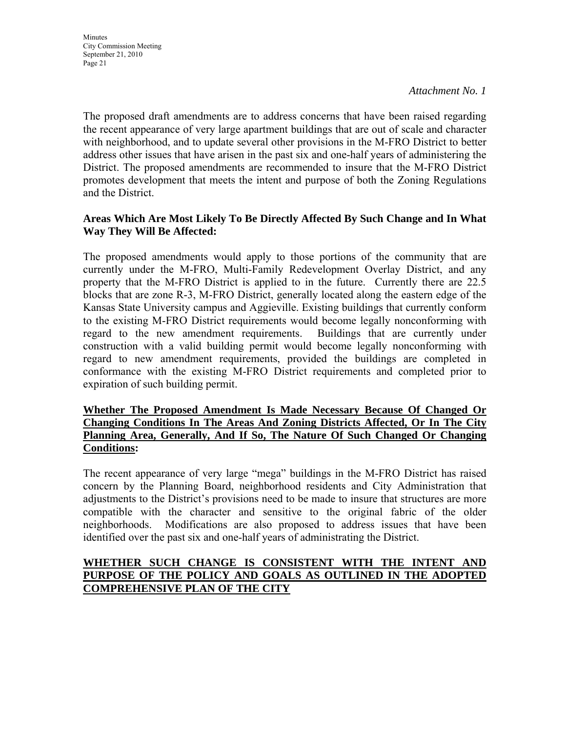*Attachment No. 1*

The proposed draft amendments are to address concerns that have been raised regarding the recent appearance of very large apartment buildings that are out of scale and character with neighborhood, and to update several other provisions in the M-FRO District to better address other issues that have arisen in the past six and one-half years of administering the District. The proposed amendments are recommended to insure that the M-FRO District promotes development that meets the intent and purpose of both the Zoning Regulations and the District.

**Areas Which Are Most Likely To Be Directly Affected By Such Change and In What Way They Will Be Affected:**

The proposed amendments would apply to those portions of the community that are currently under the M-FRO, Multi-Family Redevelopment Overlay District, and any property that the M-FRO District is applied to in the future. Currently there are 22.5 blocks that are zone R-3, M-FRO District, generally located along the eastern edge of the Kansas State University campus and Aggieville. Existing buildings that currently conform to the existing M-FRO District requirements would become legally nonconforming with regard to the new amendment requirements. Buildings that are currently under construction with a valid building permit would become legally nonconforming with regard to new amendment requirements, provided the buildings are completed in conformance with the existing M-FRO District requirements and completed prior to expiration of such building permit.

**Whether The Proposed Amendment Is Made Necessary Because Of Changed Or Changing Conditions In The Areas And Zoning Districts Affected, Or In The City Planning Area, Generally, And If So, The Nature Of Such Changed Or Changing Conditions:**

The recent appearance of very large "mega" buildings in the M-FRO District has raised concern by the Planning Board, neighborhood residents and City Administration that adjustments to the District's provisions need to be made to insure that structures are more compatible with the character and sensitive to the original fabric of the older neighborhoods. Modifications are also proposed to address issues that have been identified over the past six and one-half years of administrating the District.

**WHETHER SUCH CHANGE IS CONSISTENT WITH THE INTENT AND PURPOSE OF THE POLICY AND GOALS AS OUTLINED IN THE ADOPTED COMPREHENSIVE PLAN OF THE CITY**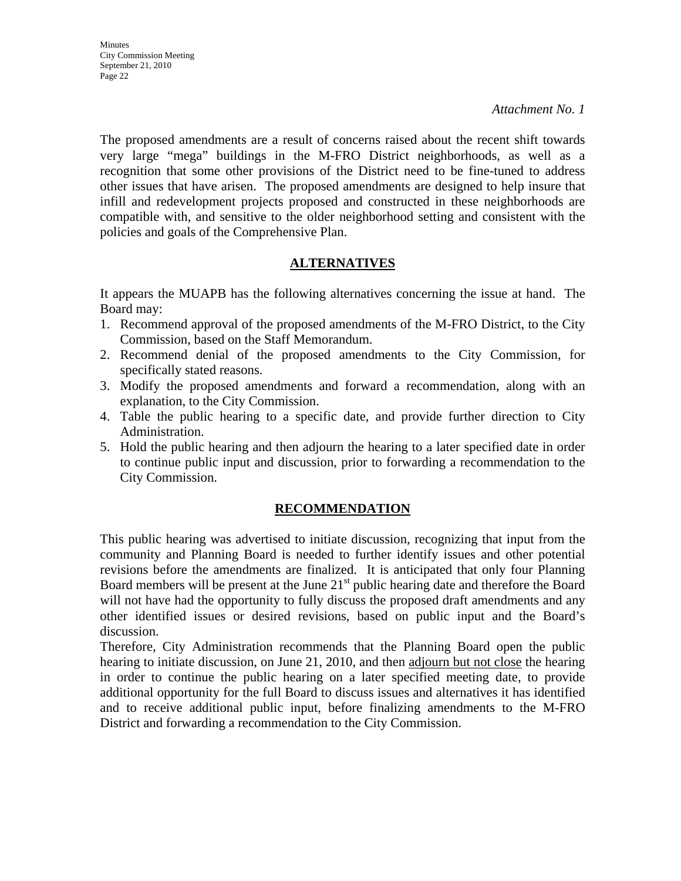*Attachment No. 1*

The proposed amendments are a result of concerns raised about the recent shift towards very large "mega" buildings in the M-FRO District neighborhoods, as well as a recognition that some other provisions of the District need to be fine-tuned to address other issues that have arisen. The proposed amendments are designed to help insure that infill and redevelopment projects proposed and constructed in these neighborhoods are compatible with, and sensitive to the older neighborhood setting and consistent with the policies and goals of the Comprehensive Plan.

## ALTERNATIVES

It appears the MUAPB has the following alternatives concerning the issue at hand. The Board may:

1. Recommend approval of the proposed amendments of the M-FRO District, to the City Commission, based on the Staff Memorandum.
2. Recommend denial of the proposed amendments to the City Commission, for specifically stated reasons.
3. Modify the proposed amendments and forward a recommendation, along with an explanation, to the City Commission.
4. Table the public hearing to a specific date, and provide further direction to City Administration.
5. Hold the public hearing and then adjourn the hearing to a later specified date in order to continue public input and discussion, prior to forwarding a recommendation to the City Commission.

## RECOMMENDATION

This public hearing was advertised to initiate discussion, recognizing that input from the community and Planning Board is needed to further identify issues and other potential revisions before the amendments are finalized. It is anticipated that only four Planning Board members will be present at the June 21st public hearing date and therefore the Board will not have had the opportunity to fully discuss the proposed draft amendments and any other identified issues or desired revisions, based on public input and the Board's discussion.

Therefore, City Administration recommends that the Planning Board open the public hearing to initiate discussion, on June 21, 2010, and then adjourn but not close the hearing in order to continue the public hearing on a later specified meeting date, to provide additional opportunity for the full Board to discuss issues and alternatives it has identified and to receive additional public input, before finalizing amendments to the M-FRO District and forwarding a recommendation to the City Commission.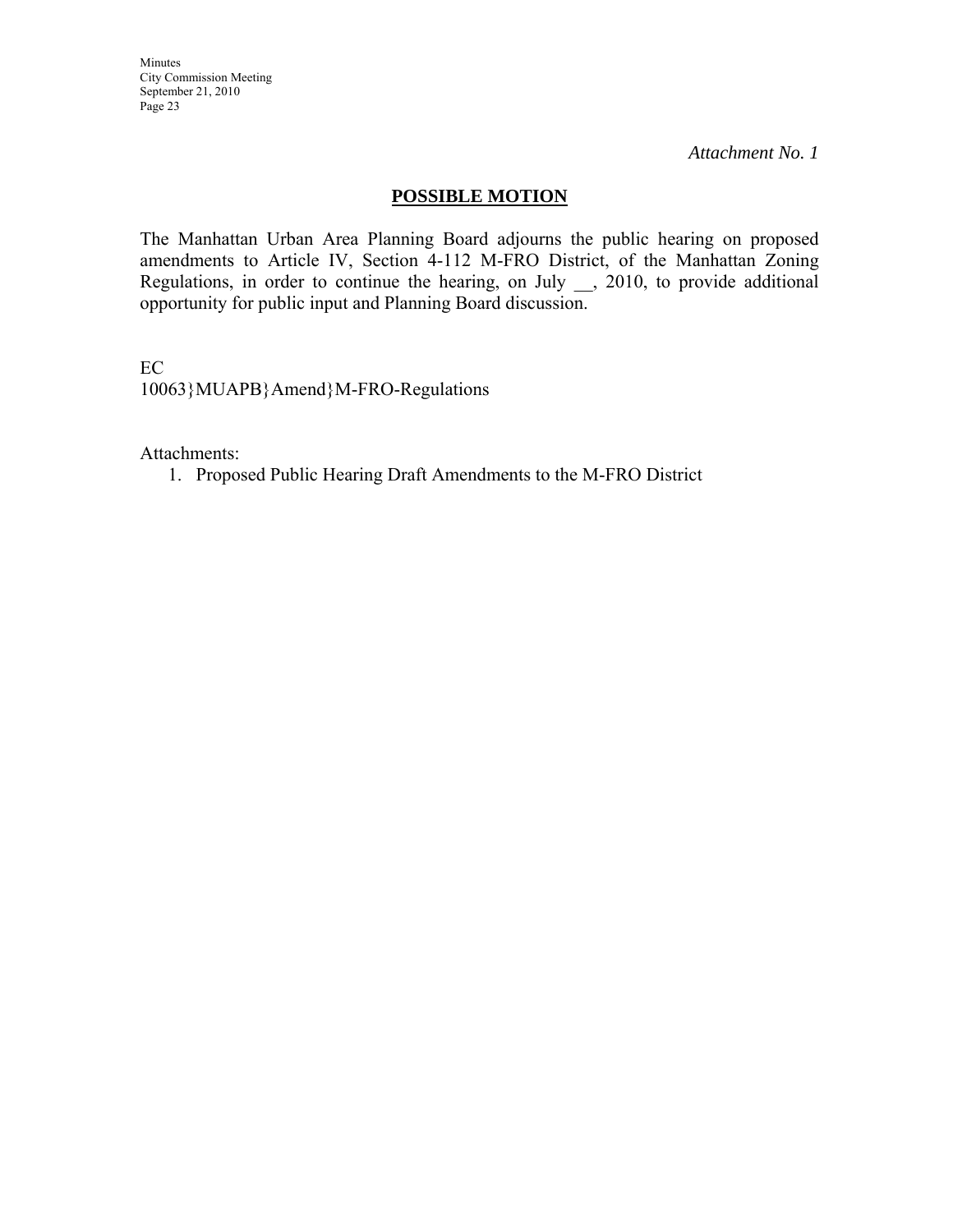*Attachment No. 1*

**POSSIBLE MOTION**

The Manhattan Urban Area Planning Board adjourns the public hearing on proposed amendments to Article IV, Section 4-112 M-FRO District, of the Manhattan Zoning Regulations, in order to continue the hearing, on July __, 2010, to provide additional opportunity for public input and Planning Board discussion.

EC
10063}MUAPB}Amend}M-FRO-Regulations

Attachments:

1. Proposed Public Hearing Draft Amendments to the M-FRO District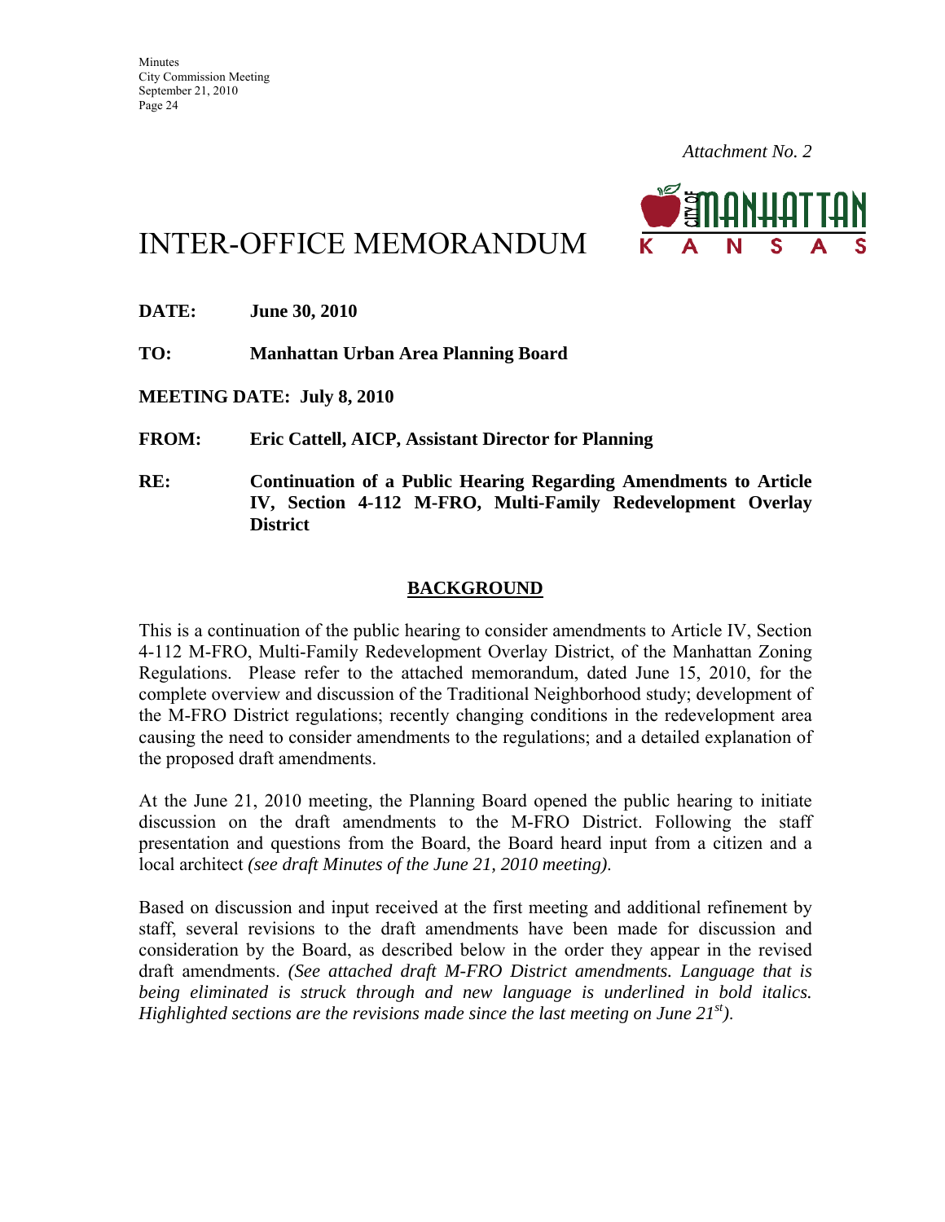*Attachment No. 2*

# INTER-OFFICE MEMORANDUM

**DATE:** **June 30, 2010**

**TO:** **Manhattan Urban Area Planning Board**

**MEETING DATE: July 8, 2010**

**FROM:** **Eric Cattell, AICP, Assistant Director for Planning**

**RE:** **Continuation of a Public Hearing Regarding Amendments to Article IV, Section 4-112 M-FRO, Multi-Family Redevelopment Overlay District**

## BACKGROUND

This is a continuation of the public hearing to consider amendments to Article IV, Section 4-112 M-FRO, Multi-Family Redevelopment Overlay District, of the Manhattan Zoning Regulations. Please refer to the attached memorandum, dated June 15, 2010, for the complete overview and discussion of the Traditional Neighborhood study; development of the M-FRO District regulations; recently changing conditions in the redevelopment area causing the need to consider amendments to the regulations; and a detailed explanation of the proposed draft amendments.

At the June 21, 2010 meeting, the Planning Board opened the public hearing to initiate discussion on the draft amendments to the M-FRO District. Following the staff presentation and questions from the Board, the Board heard input from a citizen and a local architect *(see draft Minutes of the June 21, 2010 meeting).*

Based on discussion and input received at the first meeting and additional refinement by staff, several revisions to the draft amendments have been made for discussion and consideration by the Board, as described below in the order they appear in the revised draft amendments. *(See attached draft M-FRO District amendments. Language that is being eliminated is struck through and new language is underlined in bold italics. Highlighted sections are the revisions made since the last meeting on June 21st).*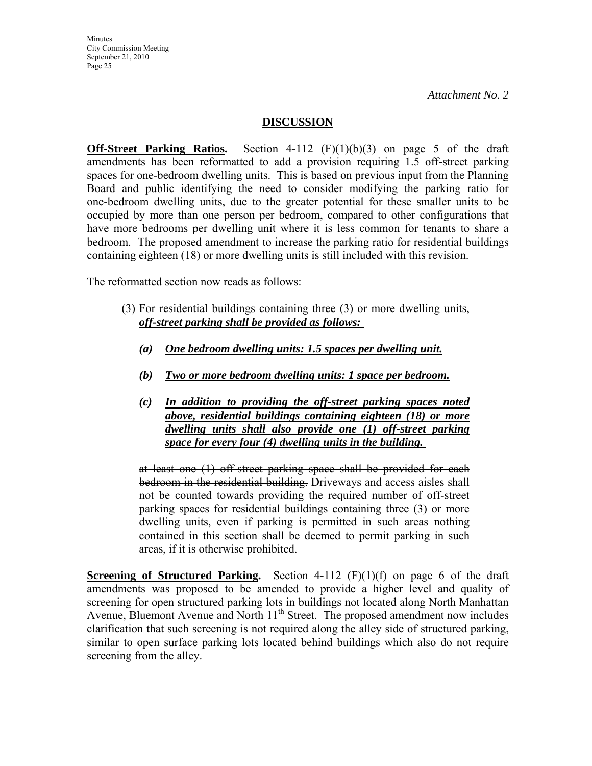*Attachment No. 2*

## DISCUSSION

**Off-Street Parking Ratios.** Section 4-112 (F)(1)(b)(3) on page 5 of the draft amendments has been reformatted to add a provision requiring 1.5 off-street parking spaces for one-bedroom dwelling units. This is based on previous input from the Planning Board and public identifying the need to consider modifying the parking ratio for one-bedroom dwelling units, due to the greater potential for these smaller units to be occupied by more than one person per bedroom, compared to other configurations that have more bedrooms per dwelling unit where it is less common for tenants to share a bedroom. The proposed amendment to increase the parking ratio for residential buildings containing eighteen (18) or more dwelling units is still included with this revision.

The reformatted section now reads as follows:

(3) For residential buildings containing three (3) or more dwelling units, ***off-street parking shall be provided as follows:***

***(a) One bedroom dwelling units: 1.5 spaces per dwelling unit.***

***(b) Two or more bedroom dwelling units: 1 space per bedroom.***

***(c) In addition to providing the off-street parking spaces noted above, residential buildings containing eighteen (18) or more dwelling units shall also provide one (1) off-street parking space for every four (4) dwelling units in the building.***

~~at least one (1) off-street parking space shall be provided for each bedroom in the residential building.~~ Driveways and access aisles shall not be counted towards providing the required number of off-street parking spaces for residential buildings containing three (3) or more dwelling units, even if parking is permitted in such areas nothing contained in this section shall be deemed to permit parking in such areas, if it is otherwise prohibited.

**Screening of Structured Parking.** Section 4-112 (F)(1)(f) on page 6 of the draft amendments was proposed to be amended to provide a higher level and quality of screening for open structured parking lots in buildings not located along North Manhattan Avenue, Bluemont Avenue and North 11th Street. The proposed amendment now includes clarification that such screening is not required along the alley side of structured parking, similar to open surface parking lots located behind buildings which also do not require screening from the alley.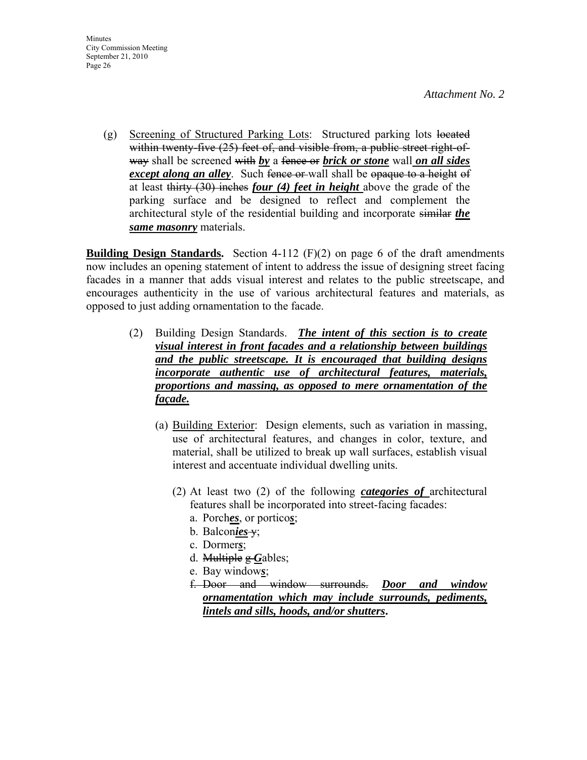*Attachment No. 2*

(g) Screening of Structured Parking Lots: Structured parking lots ~~located within twenty-five (25) feet of, and visible from, a public street right-of-way~~ shall be screened ~~with~~ ***by*** a ~~fence or~~ ***brick or stone*** wall ***on all sides except along an alley***. Such ~~fence or~~ wall shall be ~~opaque to a height of~~ at least ~~thirty (30) inches~~ ***four (4) feet in height*** above the grade of the parking surface and be designed to reflect and complement the architectural style of the residential building and incorporate ~~similar~~ ***the same masonry*** materials.

**Building Design Standards.** Section 4-112 (F)(2) on page 6 of the draft amendments now includes an opening statement of intent to address the issue of designing street facing facades in a manner that adds visual interest and relates to the public streetscape, and encourages authenticity in the use of various architectural features and materials, as opposed to just adding ornamentation to the facade.

(2) Building Design Standards. ***The intent of this section is to create visual interest in front facades and a relationship between buildings and the public streetscape. It is encouraged that building designs incorporate authentic use of architectural features, materials, proportions and massing, as opposed to mere ornamentation of the façade.***

(a) Building Exterior: Design elements, such as variation in massing, use of architectural features, and changes in color, texture, and material, shall be utilized to break up wall surfaces, establish visual interest and accentuate individual dwelling units.

(2) At least two (2) of the following ***categories of*** architectural features shall be incorporated into street-facing facades:

a. Porch***es***, or portico***s***;
b. Balcon***ies*** ~~y~~;
c. Dormer***s***;
d. ~~Multiple~~ ~~g~~ ***G***ables;
e. Bay window***s***;
f. ~~Door and window surrounds.~~ ***Door and window ornamentation which may include surrounds, pediments, lintels and sills, hoods, and/or shutters***.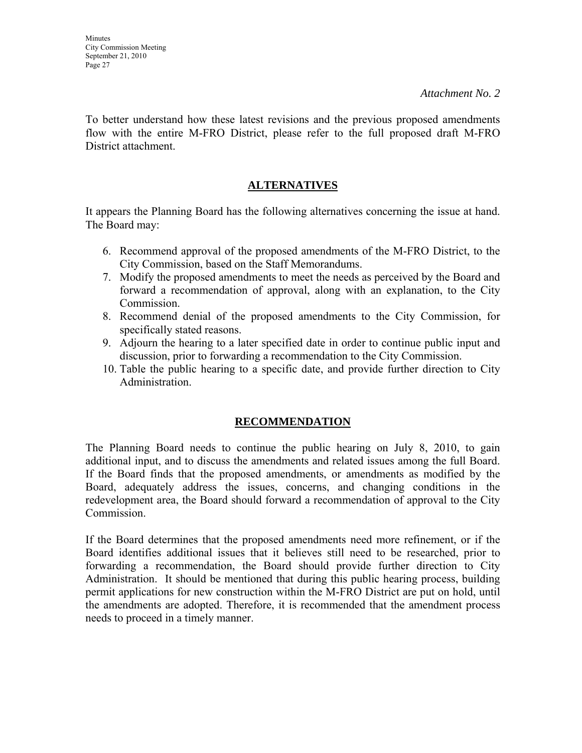*Attachment No. 2*

To better understand how these latest revisions and the previous proposed amendments flow with the entire M-FRO District, please refer to the full proposed draft M-FRO District attachment.

## ALTERNATIVES

It appears the Planning Board has the following alternatives concerning the issue at hand. The Board may:

6. Recommend approval of the proposed amendments of the M-FRO District, to the City Commission, based on the Staff Memorandums.
7. Modify the proposed amendments to meet the needs as perceived by the Board and forward a recommendation of approval, along with an explanation, to the City Commission.
8. Recommend denial of the proposed amendments to the City Commission, for specifically stated reasons.
9. Adjourn the hearing to a later specified date in order to continue public input and discussion, prior to forwarding a recommendation to the City Commission.
10. Table the public hearing to a specific date, and provide further direction to City Administration.

## RECOMMENDATION

The Planning Board needs to continue the public hearing on July 8, 2010, to gain additional input, and to discuss the amendments and related issues among the full Board. If the Board finds that the proposed amendments, or amendments as modified by the Board, adequately address the issues, concerns, and changing conditions in the redevelopment area, the Board should forward a recommendation of approval to the City Commission.

If the Board determines that the proposed amendments need more refinement, or if the Board identifies additional issues that it believes still need to be researched, prior to forwarding a recommendation, the Board should provide further direction to City Administration. It should be mentioned that during this public hearing process, building permit applications for new construction within the M-FRO District are put on hold, until the amendments are adopted. Therefore, it is recommended that the amendment process needs to proceed in a timely manner.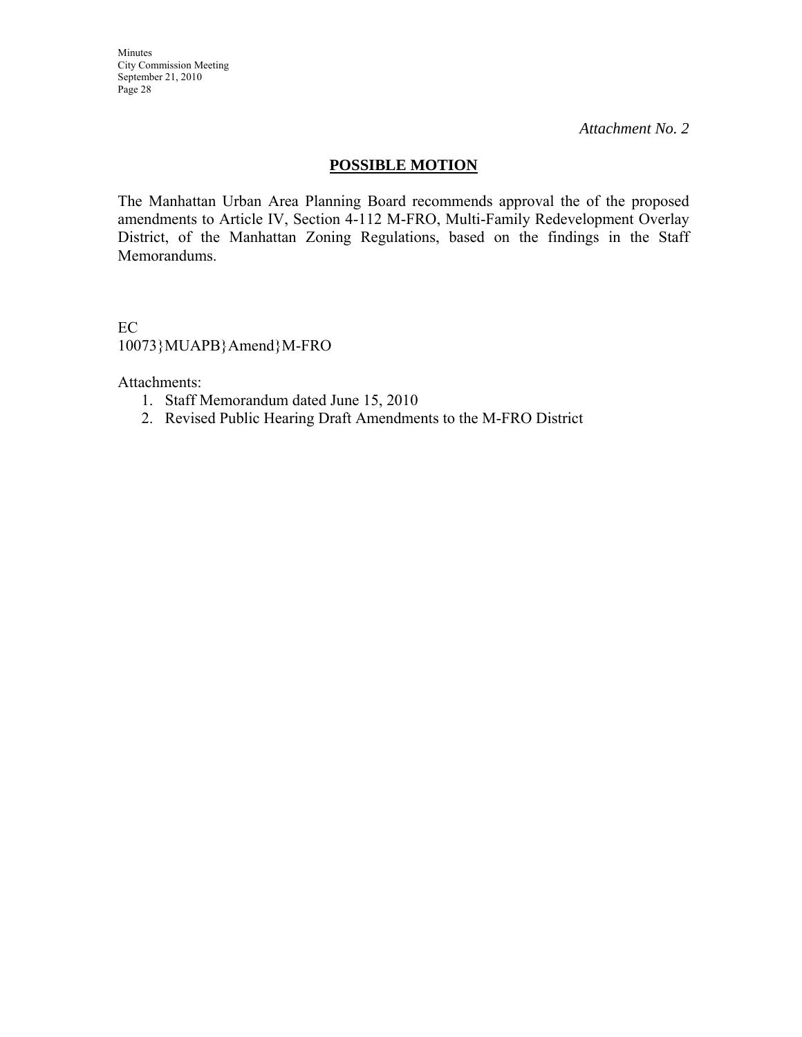*Attachment No. 2*

**POSSIBLE MOTION**

The Manhattan Urban Area Planning Board recommends approval the of the proposed amendments to Article IV, Section 4-112 M-FRO, Multi-Family Redevelopment Overlay District, of the Manhattan Zoning Regulations, based on the findings in the Staff Memorandums.

EC
10073}MUAPB}Amend}M-FRO

Attachments:

1. Staff Memorandum dated June 15, 2010
2. Revised Public Hearing Draft Amendments to the M-FRO District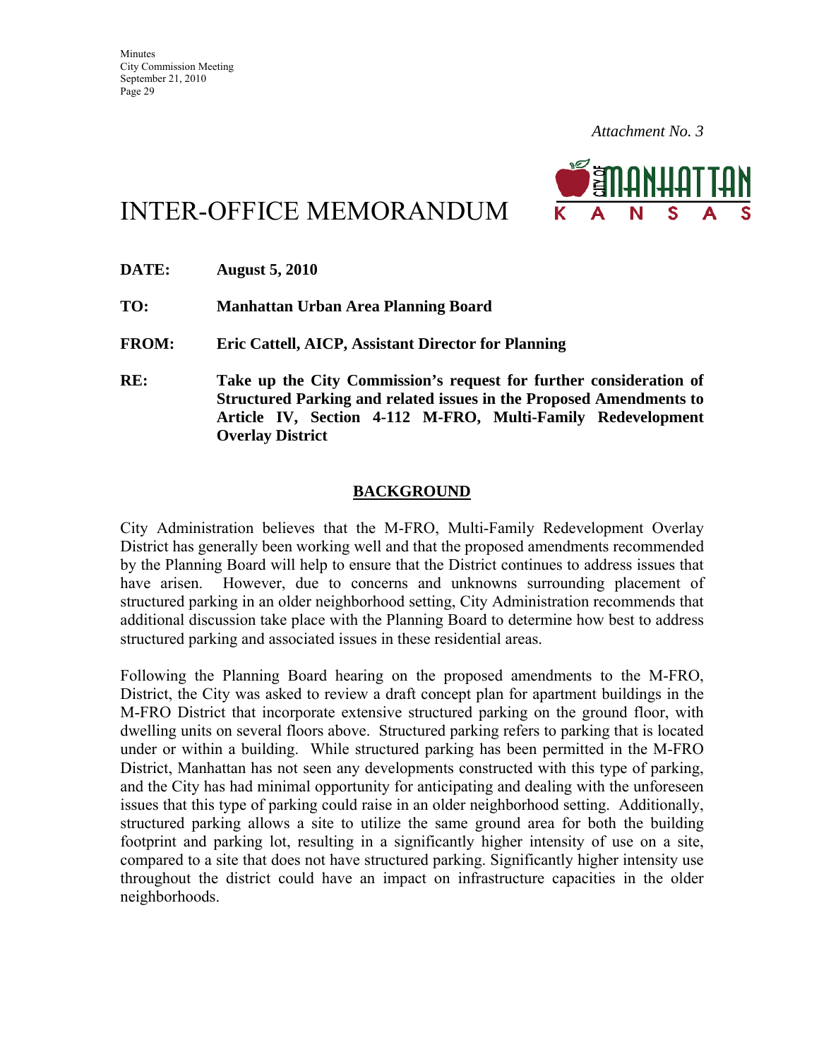*Attachment No. 3*

# INTER-OFFICE MEMORANDUM

**DATE:** **August 5, 2010**

**TO:** **Manhattan Urban Area Planning Board**

**FROM:** **Eric Cattell, AICP, Assistant Director for Planning**

**RE:** **Take up the City Commission's request for further consideration of Structured Parking and related issues in the Proposed Amendments to Article IV, Section 4-112 M-FRO, Multi-Family Redevelopment Overlay District**

## BACKGROUND

City Administration believes that the M-FRO, Multi-Family Redevelopment Overlay District has generally been working well and that the proposed amendments recommended by the Planning Board will help to ensure that the District continues to address issues that have arisen. However, due to concerns and unknowns surrounding placement of structured parking in an older neighborhood setting, City Administration recommends that additional discussion take place with the Planning Board to determine how best to address structured parking and associated issues in these residential areas.

Following the Planning Board hearing on the proposed amendments to the M-FRO, District, the City was asked to review a draft concept plan for apartment buildings in the M-FRO District that incorporate extensive structured parking on the ground floor, with dwelling units on several floors above. Structured parking refers to parking that is located under or within a building. While structured parking has been permitted in the M-FRO District, Manhattan has not seen any developments constructed with this type of parking, and the City has had minimal opportunity for anticipating and dealing with the unforeseen issues that this type of parking could raise in an older neighborhood setting. Additionally, structured parking allows a site to utilize the same ground area for both the building footprint and parking lot, resulting in a significantly higher intensity of use on a site, compared to a site that does not have structured parking. Significantly higher intensity use throughout the district could have an impact on infrastructure capacities in the older neighborhoods.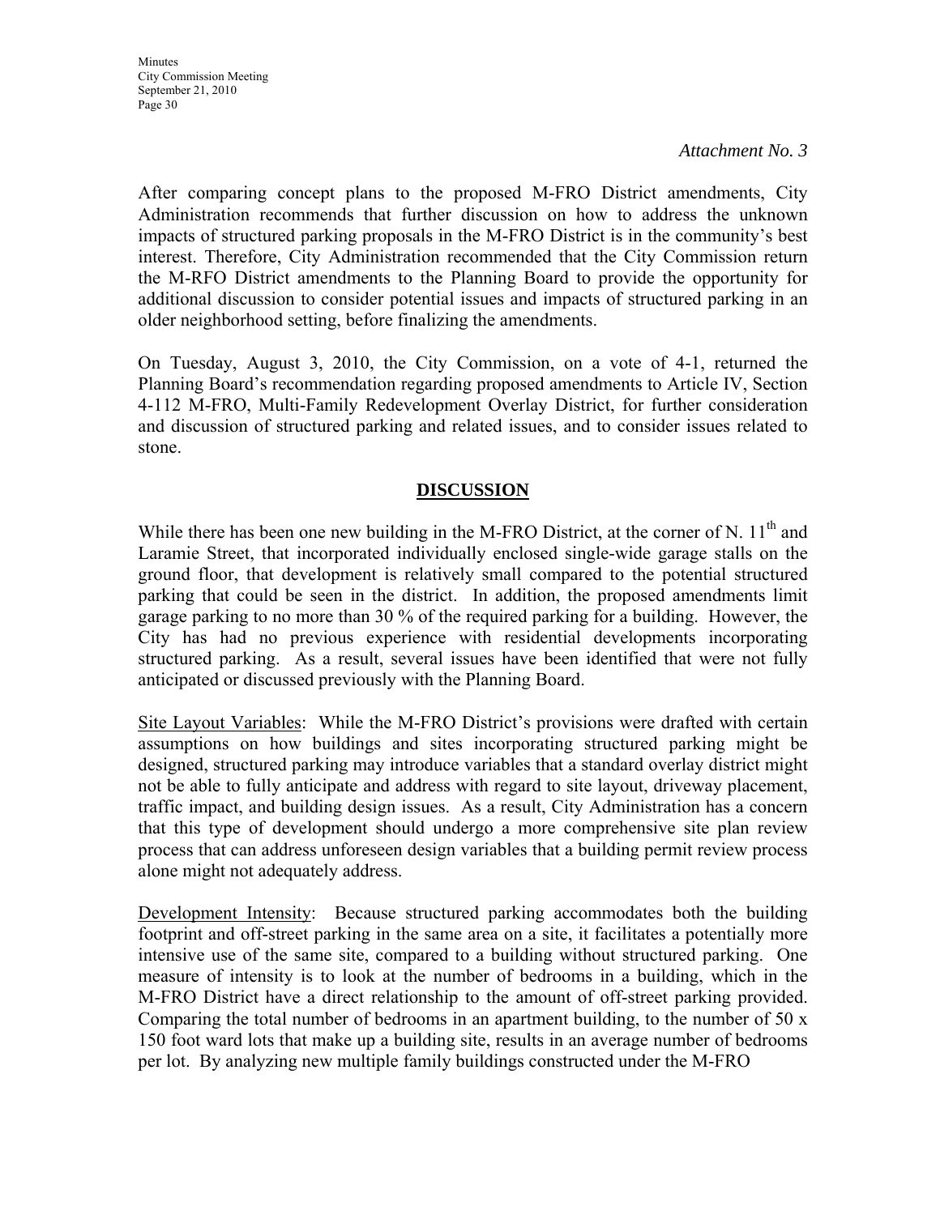*Attachment No. 3*

After comparing concept plans to the proposed M-FRO District amendments, City Administration recommends that further discussion on how to address the unknown impacts of structured parking proposals in the M-FRO District is in the community's best interest. Therefore, City Administration recommended that the City Commission return the M-RFO District amendments to the Planning Board to provide the opportunity for additional discussion to consider potential issues and impacts of structured parking in an older neighborhood setting, before finalizing the amendments.

On Tuesday, August 3, 2010, the City Commission, on a vote of 4-1, returned the Planning Board's recommendation regarding proposed amendments to Article IV, Section 4-112 M-FRO, Multi-Family Redevelopment Overlay District, for further consideration and discussion of structured parking and related issues, and to consider issues related to stone.

## DISCUSSION

While there has been one new building in the M-FRO District, at the corner of N. 11th and Laramie Street, that incorporated individually enclosed single-wide garage stalls on the ground floor, that development is relatively small compared to the potential structured parking that could be seen in the district. In addition, the proposed amendments limit garage parking to no more than 30 % of the required parking for a building. However, the City has had no previous experience with residential developments incorporating structured parking. As a result, several issues have been identified that were not fully anticipated or discussed previously with the Planning Board.

Site Layout Variables: While the M-FRO District's provisions were drafted with certain assumptions on how buildings and sites incorporating structured parking might be designed, structured parking may introduce variables that a standard overlay district might not be able to fully anticipate and address with regard to site layout, driveway placement, traffic impact, and building design issues. As a result, City Administration has a concern that this type of development should undergo a more comprehensive site plan review process that can address unforeseen design variables that a building permit review process alone might not adequately address.

Development Intensity: Because structured parking accommodates both the building footprint and off-street parking in the same area on a site, it facilitates a potentially more intensive use of the same site, compared to a building without structured parking. One measure of intensity is to look at the number of bedrooms in a building, which in the M-FRO District have a direct relationship to the amount of off-street parking provided. Comparing the total number of bedrooms in an apartment building, to the number of 50 x 150 foot ward lots that make up a building site, results in an average number of bedrooms per lot. By analyzing new multiple family buildings constructed under the M-FRO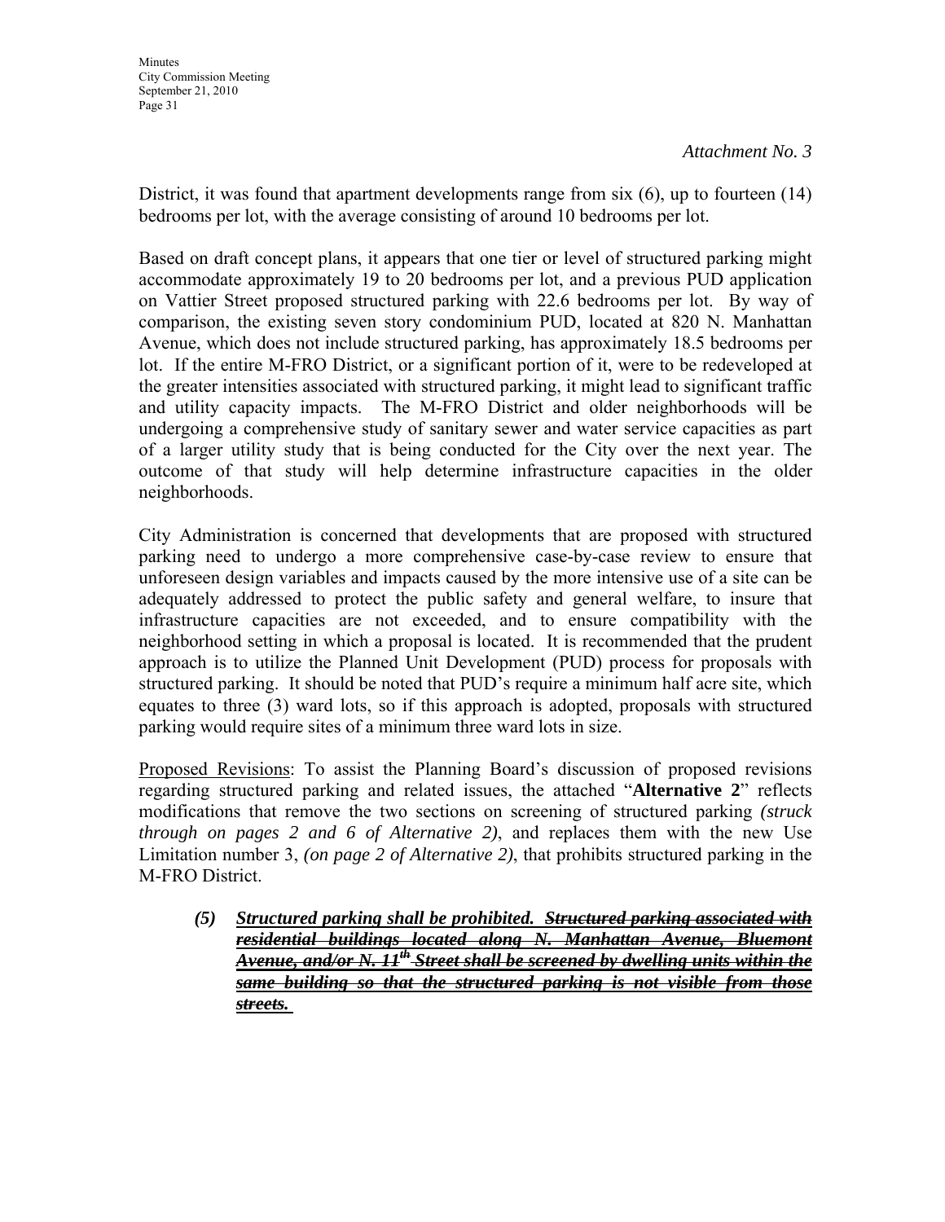*Attachment No. 3*

District, it was found that apartment developments range from six (6), up to fourteen (14) bedrooms per lot, with the average consisting of around 10 bedrooms per lot.

Based on draft concept plans, it appears that one tier or level of structured parking might accommodate approximately 19 to 20 bedrooms per lot, and a previous PUD application on Vattier Street proposed structured parking with 22.6 bedrooms per lot. By way of comparison, the existing seven story condominium PUD, located at 820 N. Manhattan Avenue, which does not include structured parking, has approximately 18.5 bedrooms per lot. If the entire M-FRO District, or a significant portion of it, were to be redeveloped at the greater intensities associated with structured parking, it might lead to significant traffic and utility capacity impacts. The M-FRO District and older neighborhoods will be undergoing a comprehensive study of sanitary sewer and water service capacities as part of a larger utility study that is being conducted for the City over the next year. The outcome of that study will help determine infrastructure capacities in the older neighborhoods.

City Administration is concerned that developments that are proposed with structured parking need to undergo a more comprehensive case-by-case review to ensure that unforeseen design variables and impacts caused by the more intensive use of a site can be adequately addressed to protect the public safety and general welfare, to insure that infrastructure capacities are not exceeded, and to ensure compatibility with the neighborhood setting in which a proposal is located. It is recommended that the prudent approach is to utilize the Planned Unit Development (PUD) process for proposals with structured parking. It should be noted that PUD's require a minimum half acre site, which equates to three (3) ward lots, so if this approach is adopted, proposals with structured parking would require sites of a minimum three ward lots in size.

<u>Proposed Revisions</u>: To assist the Planning Board's discussion of proposed revisions regarding structured parking and related issues, the attached "**Alternative 2**" reflects modifications that remove the two sections on screening of structured parking *(struck through on pages 2 and 6 of Alternative 2)*, and replaces them with the new Use Limitation number 3, *(on page 2 of Alternative 2)*, that prohibits structured parking in the M-FRO District.

> ***(5)*** ***<u>Structured parking shall be prohibited.</u>*** ***<u>~~Structured parking associated with residential buildings located along N. Manhattan Avenue, Bluemont Avenue, and/or N. 11th Street shall be screened by dwelling units within the same building so that the structured parking is not visible from those streets.~~</u>***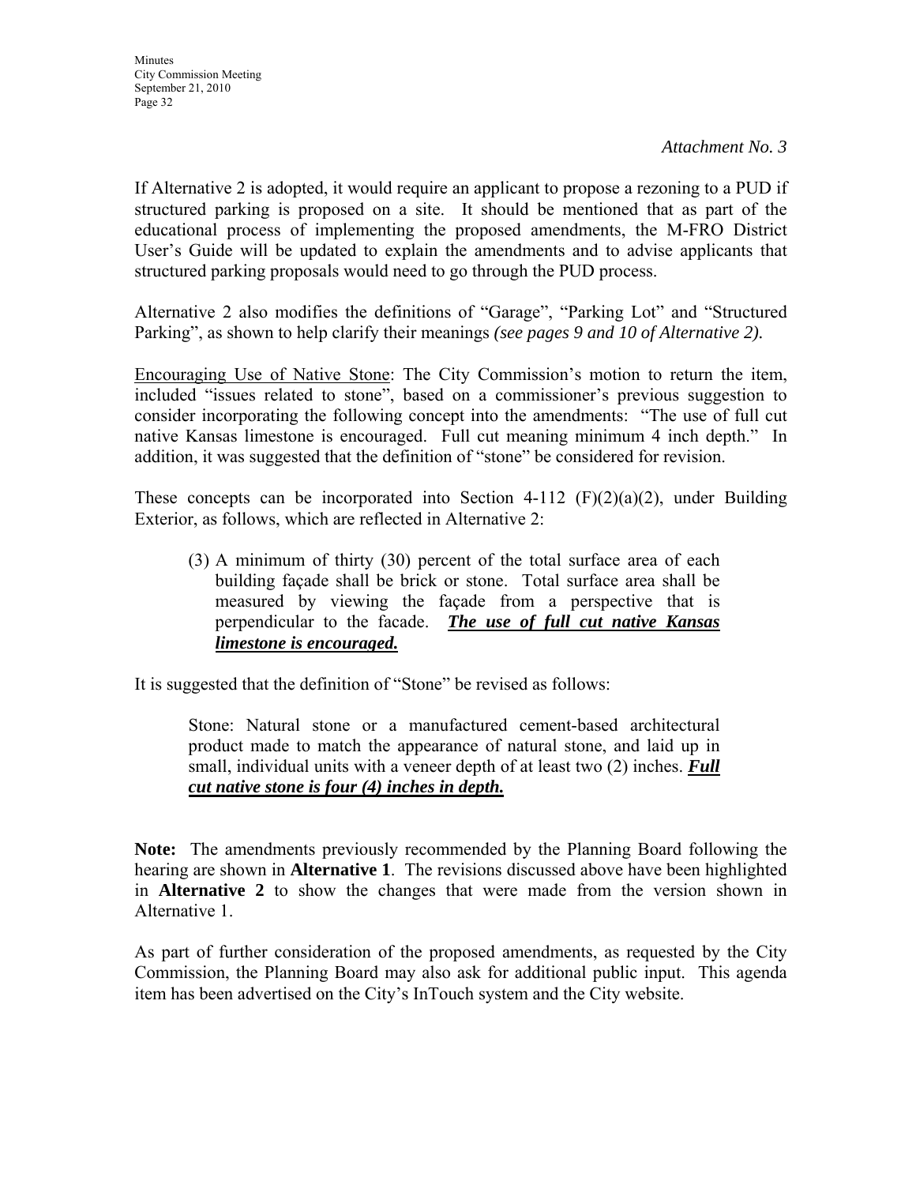*Attachment No. 3*

If Alternative 2 is adopted, it would require an applicant to propose a rezoning to a PUD if structured parking is proposed on a site. It should be mentioned that as part of the educational process of implementing the proposed amendments, the M-FRO District User's Guide will be updated to explain the amendments and to advise applicants that structured parking proposals would need to go through the PUD process.

Alternative 2 also modifies the definitions of "Garage", "Parking Lot" and "Structured Parking", as shown to help clarify their meanings *(see pages 9 and 10 of Alternative 2).*

<u>Encouraging Use of Native Stone</u>: The City Commission's motion to return the item, included "issues related to stone", based on a commissioner's previous suggestion to consider incorporating the following concept into the amendments: "The use of full cut native Kansas limestone is encouraged. Full cut meaning minimum 4 inch depth." In addition, it was suggested that the definition of "stone" be considered for revision.

These concepts can be incorporated into Section 4-112 (F)(2)(a)(2), under Building Exterior, as follows, which are reflected in Alternative 2:

> (3) A minimum of thirty (30) percent of the total surface area of each building façade shall be brick or stone. Total surface area shall be measured by viewing the façade from a perspective that is perpendicular to the facade. ***<u>The use of full cut native Kansas limestone is encouraged.</u>***

It is suggested that the definition of "Stone" be revised as follows:

> Stone: Natural stone or a manufactured cement-based architectural product made to match the appearance of natural stone, and laid up in small, individual units with a veneer depth of at least two (2) inches. ***<u>Full cut native stone is four (4) inches in depth.</u>***

**Note:** The amendments previously recommended by the Planning Board following the hearing are shown in **Alternative 1**. The revisions discussed above have been highlighted in **Alternative 2** to show the changes that were made from the version shown in Alternative 1.

As part of further consideration of the proposed amendments, as requested by the City Commission, the Planning Board may also ask for additional public input. This agenda item has been advertised on the City's InTouch system and the City website.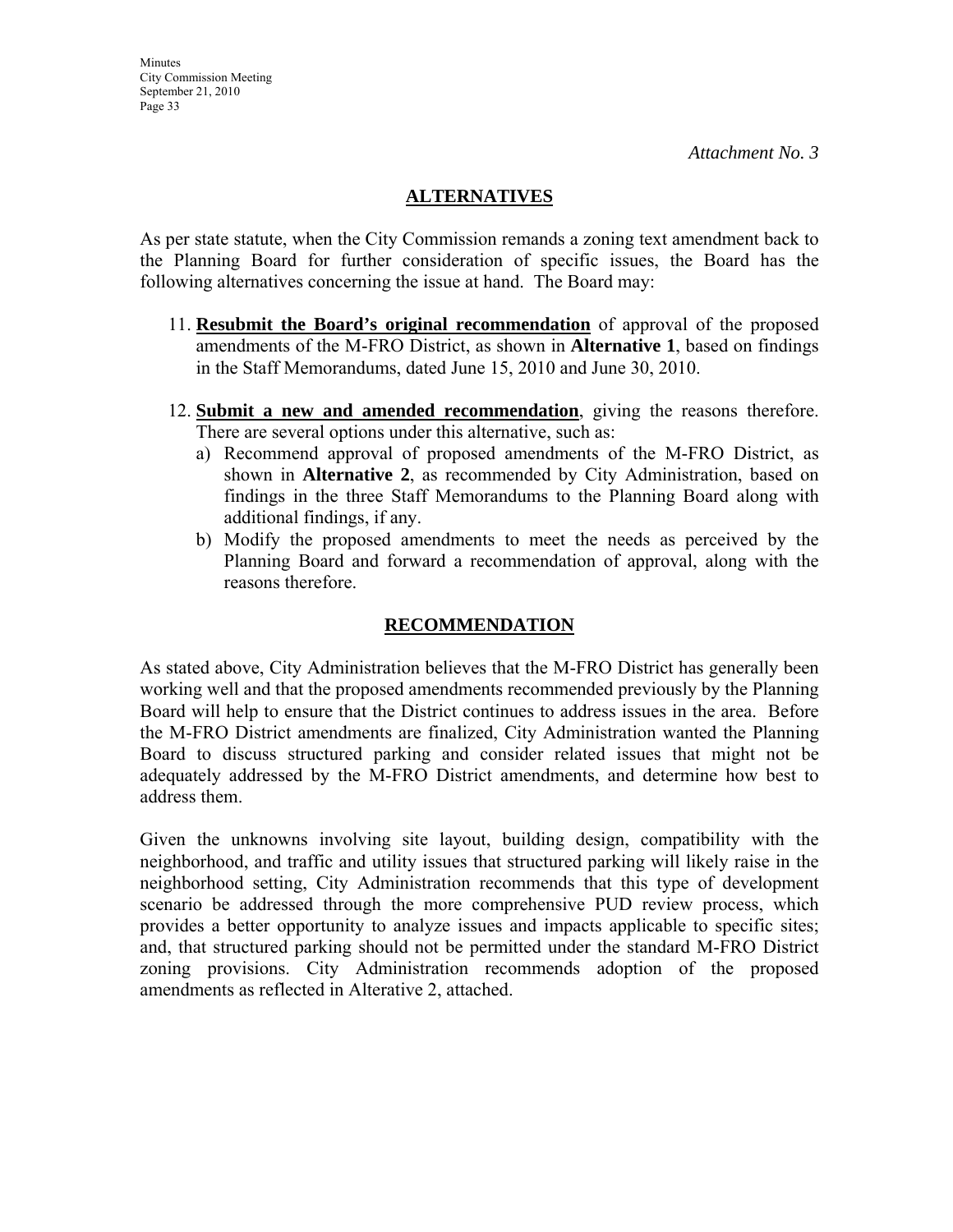*Attachment No. 3*

## ALTERNATIVES

As per state statute, when the City Commission remands a zoning text amendment back to the Planning Board for further consideration of specific issues, the Board has the following alternatives concerning the issue at hand. The Board may:

11. **Resubmit the Board's original recommendation** of approval of the proposed amendments of the M-FRO District, as shown in **Alternative 1**, based on findings in the Staff Memorandums, dated June 15, 2010 and June 30, 2010.

12. **Submit a new and amended recommendation**, giving the reasons therefore. There are several options under this alternative, such as:
    a) Recommend approval of proposed amendments of the M-FRO District, as shown in **Alternative 2**, as recommended by City Administration, based on findings in the three Staff Memorandums to the Planning Board along with additional findings, if any.
    b) Modify the proposed amendments to meet the needs as perceived by the Planning Board and forward a recommendation of approval, along with the reasons therefore.

## RECOMMENDATION

As stated above, City Administration believes that the M-FRO District has generally been working well and that the proposed amendments recommended previously by the Planning Board will help to ensure that the District continues to address issues in the area. Before the M-FRO District amendments are finalized, City Administration wanted the Planning Board to discuss structured parking and consider related issues that might not be adequately addressed by the M-FRO District amendments, and determine how best to address them.

Given the unknowns involving site layout, building design, compatibility with the neighborhood, and traffic and utility issues that structured parking will likely raise in the neighborhood setting, City Administration recommends that this type of development scenario be addressed through the more comprehensive PUD review process, which provides a better opportunity to analyze issues and impacts applicable to specific sites; and, that structured parking should not be permitted under the standard M-FRO District zoning provisions. City Administration recommends adoption of the proposed amendments as reflected in Alterative 2, attached.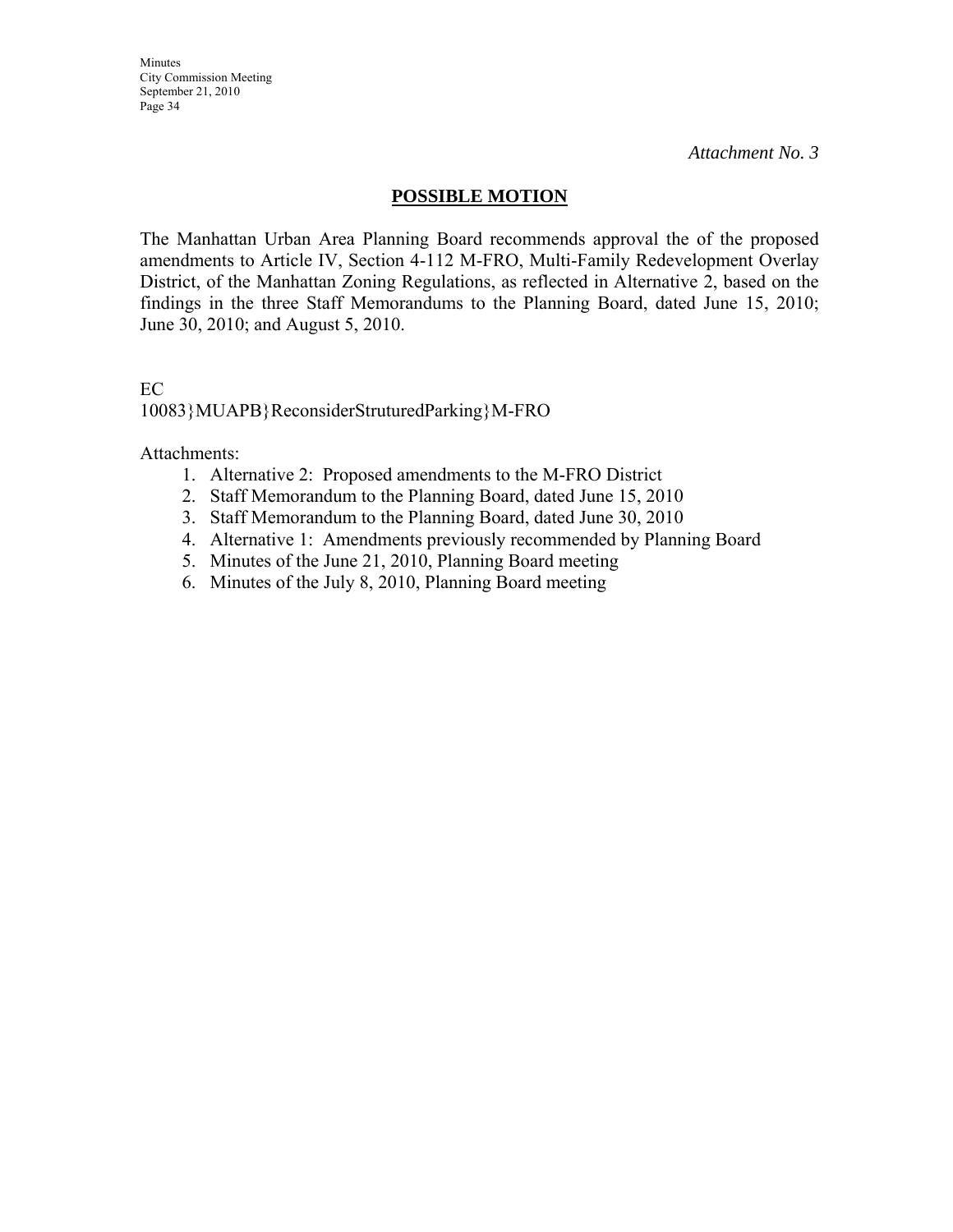*Attachment No. 3*

## POSSIBLE MOTION

The Manhattan Urban Area Planning Board recommends approval the of the proposed amendments to Article IV, Section 4-112 M-FRO, Multi-Family Redevelopment Overlay District, of the Manhattan Zoning Regulations, as reflected in Alternative 2, based on the findings in the three Staff Memorandums to the Planning Board, dated June 15, 2010; June 30, 2010; and August 5, 2010.

EC
10083}MUAPB}ReconsiderStruturedParking}M-FRO

Attachments:

1. Alternative 2: Proposed amendments to the M-FRO District
2. Staff Memorandum to the Planning Board, dated June 15, 2010
3. Staff Memorandum to the Planning Board, dated June 30, 2010
4. Alternative 1: Amendments previously recommended by Planning Board
5. Minutes of the June 21, 2010, Planning Board meeting
6. Minutes of the July 8, 2010, Planning Board meeting